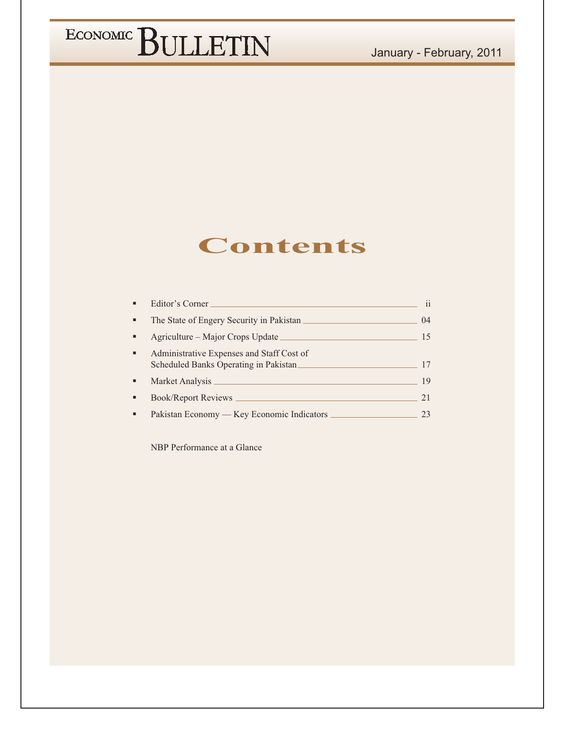# ECONOMIC BULLETIN

January - February, 2011

## Contents

- Editor's Corner ____ ii
- The State of Engery Security in Pakistan ____ 04
- Agriculture – Major Crops Update ____ 15
- Administrative Expenses and Staff Cost of Scheduled Banks Operating in Pakistan ____ 17
- Market Analysis ____ 19
- Book/Report Reviews ____ 21
- Pakistan Economy — Key Economic Indicators ____ 23

NBP Performance at a Glance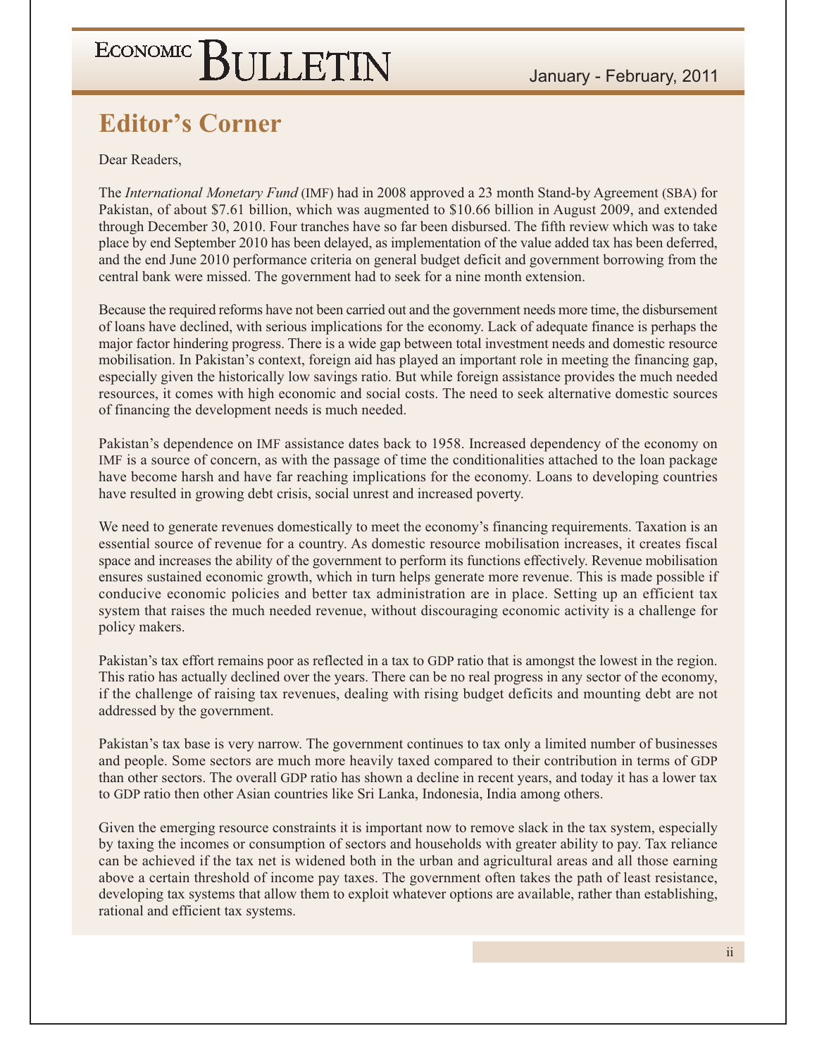## Editor's Corner

Dear Readers,

The *International Monetary Fund* (IMF) had in 2008 approved a 23 month Stand-by Agreement (SBA) for Pakistan, of about \$7.61 billion, which was augmented to \$10.66 billion in August 2009, and extended through December 30, 2010. Four tranches have so far been disbursed. The fifth review which was to take place by end September 2010 has been delayed, as implementation of the value added tax has been deferred, and the end June 2010 performance criteria on general budget deficit and government borrowing from the central bank were missed. The government had to seek for a nine month extension.

Because the required reforms have not been carried out and the government needs more time, the disbursement of loans have declined, with serious implications for the economy. Lack of adequate finance is perhaps the major factor hindering progress. There is a wide gap between total investment needs and domestic resource mobilisation. In Pakistan's context, foreign aid has played an important role in meeting the financing gap, especially given the historically low savings ratio. But while foreign assistance provides the much needed resources, it comes with high economic and social costs. The need to seek alternative domestic sources of financing the development needs is much needed.

Pakistan's dependence on IMF assistance dates back to 1958. Increased dependency of the economy on IMF is a source of concern, as with the passage of time the conditionalities attached to the loan package have become harsh and have far reaching implications for the economy. Loans to developing countries have resulted in growing debt crisis, social unrest and increased poverty.

We need to generate revenues domestically to meet the economy's financing requirements. Taxation is an essential source of revenue for a country. As domestic resource mobilisation increases, it creates fiscal space and increases the ability of the government to perform its functions effectively. Revenue mobilisation ensures sustained economic growth, which in turn helps generate more revenue. This is made possible if conducive economic policies and better tax administration are in place. Setting up an efficient tax system that raises the much needed revenue, without discouraging economic activity is a challenge for policy makers.

Pakistan's tax effort remains poor as reflected in a tax to GDP ratio that is amongst the lowest in the region. This ratio has actually declined over the years. There can be no real progress in any sector of the economy, if the challenge of raising tax revenues, dealing with rising budget deficits and mounting debt are not addressed by the government.

Pakistan's tax base is very narrow. The government continues to tax only a limited number of businesses and people. Some sectors are much more heavily taxed compared to their contribution in terms of GDP than other sectors. The overall GDP ratio has shown a decline in recent years, and today it has a lower tax to GDP ratio then other Asian countries like Sri Lanka, Indonesia, India among others.

Given the emerging resource constraints it is important now to remove slack in the tax system, especially by taxing the incomes or consumption of sectors and households with greater ability to pay. Tax reliance can be achieved if the tax net is widened both in the urban and agricultural areas and all those earning above a certain threshold of income pay taxes. The government often takes the path of least resistance, developing tax systems that allow them to exploit whatever options are available, rather than establishing, rational and efficient tax systems.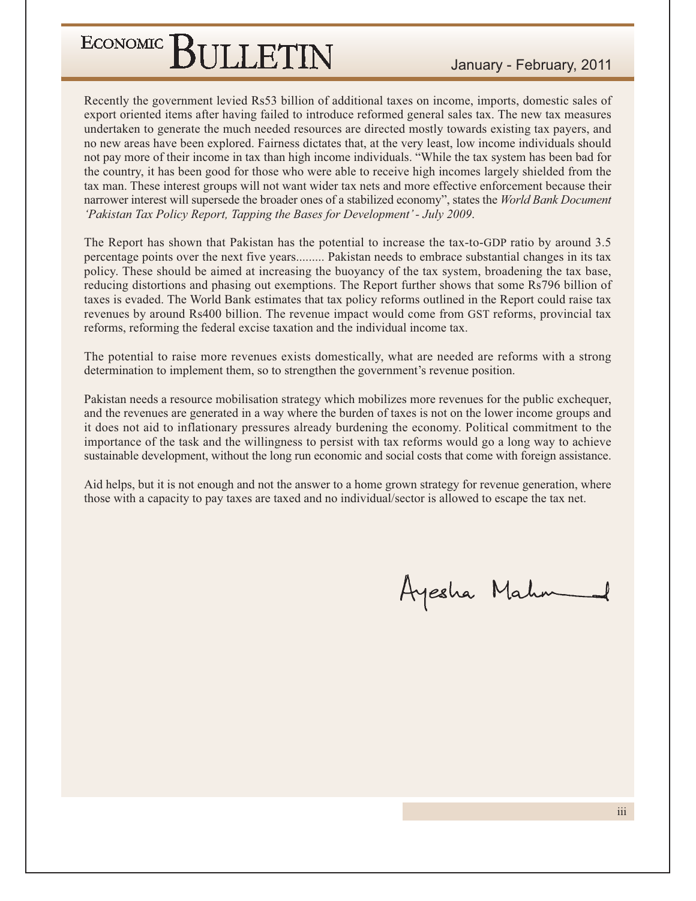Recently the government levied Rs53 billion of additional taxes on income, imports, domestic sales of export oriented items after having failed to introduce reformed general sales tax. The new tax measures undertaken to generate the much needed resources are directed mostly towards existing tax payers, and no new areas have been explored. Fairness dictates that, at the very least, low income individuals should not pay more of their income in tax than high income individuals. "While the tax system has been bad for the country, it has been good for those who were able to receive high incomes largely shielded from the tax man. These interest groups will not want wider tax nets and more effective enforcement because their narrower interest will supersede the broader ones of a stabilized economy", states the *World Bank Document 'Pakistan Tax Policy Report, Tapping the Bases for Development' - July 2009*.

The Report has shown that Pakistan has the potential to increase the tax-to-GDP ratio by around 3.5 percentage points over the next five years......... Pakistan needs to embrace substantial changes in its tax policy. These should be aimed at increasing the buoyancy of the tax system, broadening the tax base, reducing distortions and phasing out exemptions. The Report further shows that some Rs796 billion of taxes is evaded. The World Bank estimates that tax policy reforms outlined in the Report could raise tax revenues by around Rs400 billion. The revenue impact would come from GST reforms, provincial tax reforms, reforming the federal excise taxation and the individual income tax.

The potential to raise more revenues exists domestically, what are needed are reforms with a strong determination to implement them, so to strengthen the government's revenue position.

Pakistan needs a resource mobilisation strategy which mobilizes more revenues for the public exchequer, and the revenues are generated in a way where the burden of taxes is not on the lower income groups and it does not aid to inflationary pressures already burdening the economy. Political commitment to the importance of the task and the willingness to persist with tax reforms would go a long way to achieve sustainable development, without the long run economic and social costs that come with foreign assistance.

Aid helps, but it is not enough and not the answer to a home grown strategy for revenue generation, where those with a capacity to pay taxes are taxed and no individual/sector is allowed to escape the tax net.

Ayesha Mahmud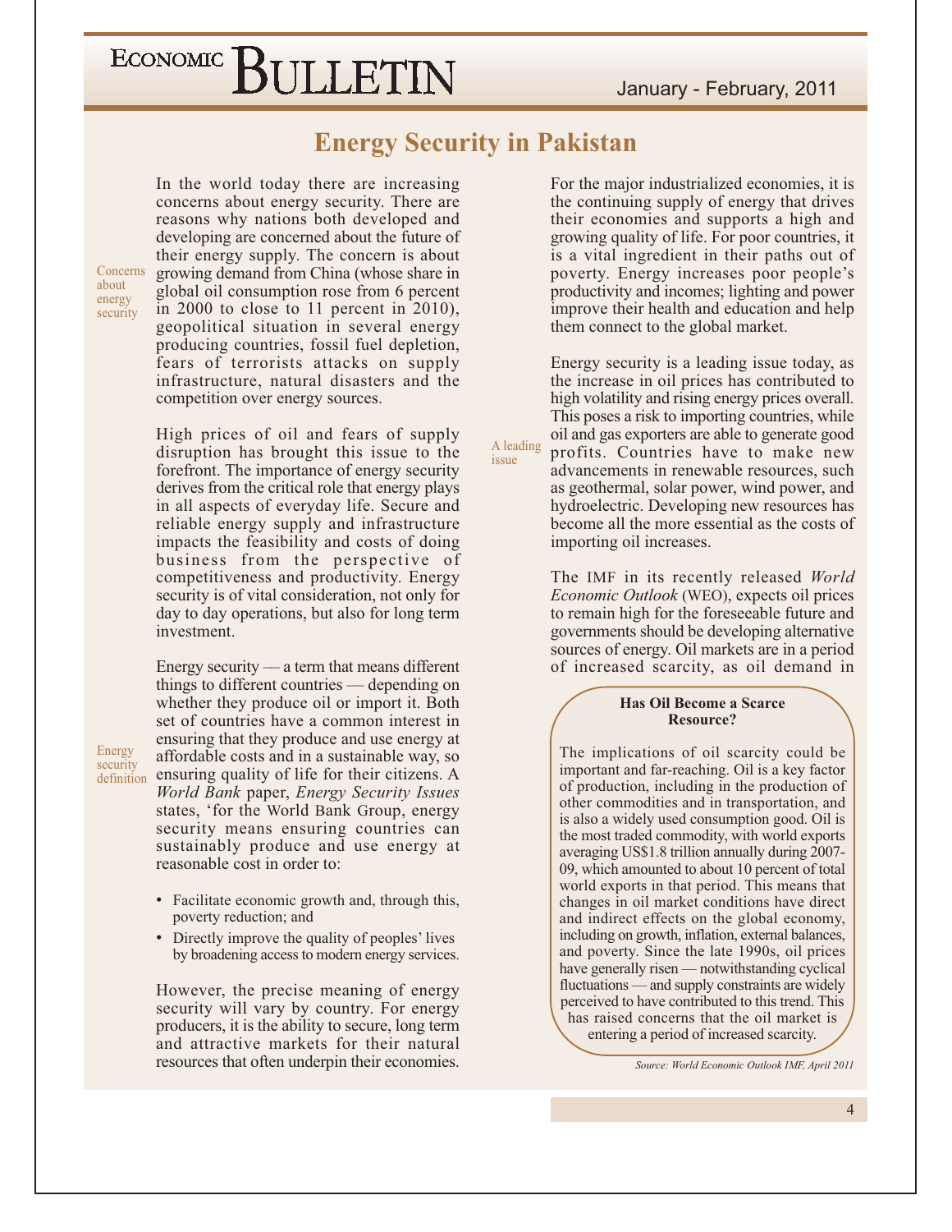# Energy Security in Pakistan

*Concerns about energy security*

In the world today there are increasing concerns about energy security. There are reasons why nations both developed and developing are concerned about the future of their energy supply. The concern is about growing demand from China (whose share in global oil consumption rose from 6 percent in 2000 to close to 11 percent in 2010), geopolitical situation in several energy producing countries, fossil fuel depletion, fears of terrorists attacks on supply infrastructure, natural disasters and the competition over energy sources.

High prices of oil and fears of supply disruption has brought this issue to the forefront. The importance of energy security derives from the critical role that energy plays in all aspects of everyday life. Secure and reliable energy supply and infrastructure impacts the feasibility and costs of doing business from the perspective of competitiveness and productivity. Energy security is of vital consideration, not only for day to day operations, but also for long term investment.

*Energy security definition*

Energy security — a term that means different things to different countries — depending on whether they produce oil or import it. Both set of countries have a common interest in ensuring that they produce and use energy at affordable costs and in a sustainable way, so ensuring quality of life for their citizens. A *World Bank* paper, *Energy Security Issues* states, 'for the World Bank Group, energy security means ensuring countries can sustainably produce and use energy at reasonable cost in order to:

- Facilitate economic growth and, through this, poverty reduction; and
- Directly improve the quality of peoples' lives by broadening access to modern energy services.

However, the precise meaning of energy security will vary by country. For energy producers, it is the ability to secure, long term and attractive markets for their natural resources that often underpin their economies. For the major industrialized economies, it is the continuing supply of energy that drives their economies and supports a high and growing quality of life. For poor countries, it is a vital ingredient in their paths out of poverty. Energy increases poor people's productivity and incomes; lighting and power improve their health and education and help them connect to the global market.

*A leading issue*

Energy security is a leading issue today, as the increase in oil prices has contributed to high volatility and rising energy prices overall. This poses a risk to importing countries, while oil and gas exporters are able to generate good profits. Countries have to make new advancements in renewable resources, such as geothermal, solar power, wind power, and hydroelectric. Developing new resources has become all the more essential as the costs of importing oil increases.

The IMF in its recently released *World Economic Outlook* (WEO), expects oil prices to remain high for the foreseeable future and governments should be developing alternative sources of energy. Oil markets are in a period of increased scarcity, as oil demand in

> **Has Oil Become a Scarce Resource?**
>
> The implications of oil scarcity could be important and far-reaching. Oil is a key factor of production, including in the production of other commodities and in transportation, and is also a widely used consumption good. Oil is the most traded commodity, with world exports averaging US$1.8 trillion annually during 2007-09, which amounted to about 10 percent of total world exports in that period. This means that changes in oil market conditions have direct and indirect effects on the global economy, including on growth, inflation, external balances, and poverty. Since the late 1990s, oil prices have generally risen — notwithstanding cyclical fluctuations — and supply constraints are widely perceived to have contributed to this trend. This has raised concerns that the oil market is entering a period of increased scarcity.

*Source: World Economic Outlook IMF, April 2011*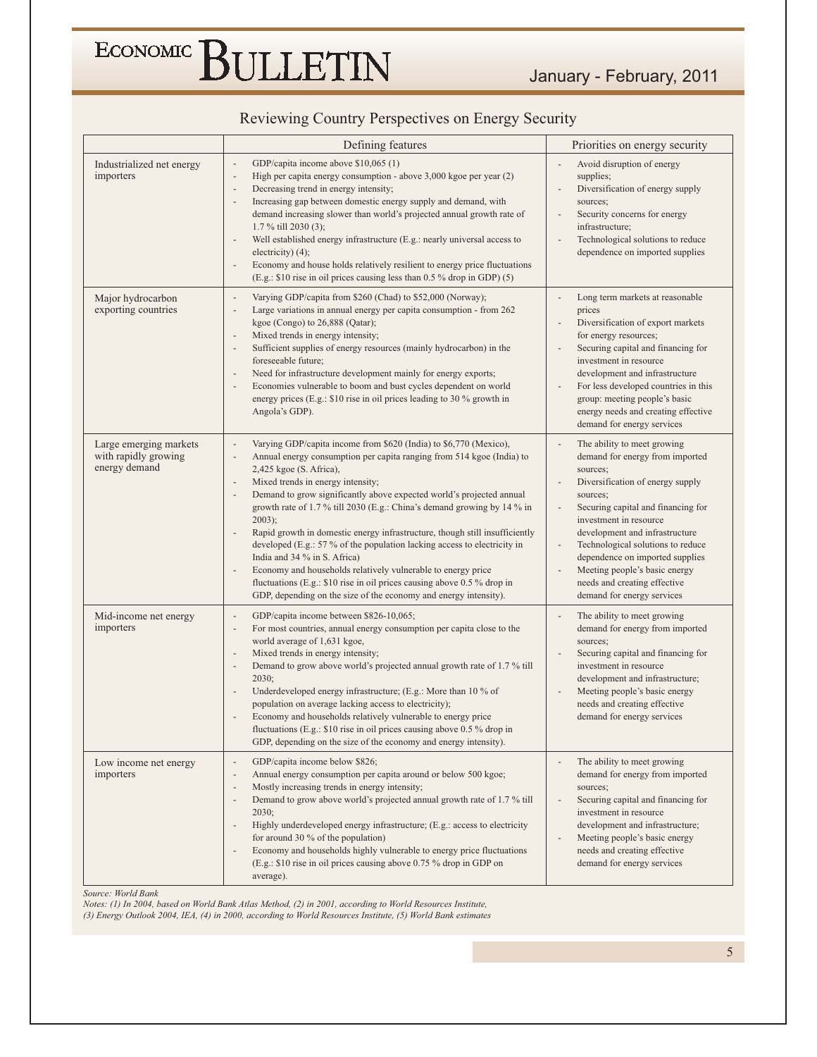## Reviewing Country Perspectives on Energy Security

| | Defining features | Priorities on energy security |
|---|---|---|
| Industrialized net energy importers | - GDP/capita income above $10,065 (1)<br>- High per capita energy consumption - above 3,000 kgoe per year (2)<br>- Decreasing trend in energy intensity;<br>- Increasing gap between domestic energy supply and demand, with demand increasing slower than world's projected annual growth rate of 1.7 % till 2030 (3);<br>- Well established energy infrastructure (E.g.: nearly universal access to electricity) (4);<br>- Economy and house holds relatively resilient to energy price fluctuations (E.g.: $10 rise in oil prices causing less than 0.5 % drop in GDP) (5) | - Avoid disruption of energy supplies;<br>- Diversification of energy supply sources;<br>- Security concerns for energy infrastructure;<br>- Technological solutions to reduce dependence on imported supplies |
| Major hydrocarbon exporting countries | - Varying GDP/capita from $260 (Chad) to $52,000 (Norway);<br>- Large variations in annual energy per capita consumption - from 262 kgoe (Congo) to 26,888 (Qatar);<br>- Mixed trends in energy intensity;<br>- Sufficient supplies of energy resources (mainly hydrocarbon) in the foreseeable future;<br>- Need for infrastructure development mainly for energy exports;<br>- Economies vulnerable to boom and bust cycles dependent on world energy prices (E.g.: $10 rise in oil prices leading to 30 % growth in Angola's GDP). | - Long term markets at reasonable prices<br>- Diversification of export markets for energy resources;<br>- Securing capital and financing for investment in resource development and infrastructure<br>- For less developed countries in this group: meeting people's basic energy needs and creating effective demand for energy services |
| Large emerging markets with rapidly growing energy demand | - Varying GDP/capita income from $620 (India) to $6,770 (Mexico),<br>- Annual energy consumption per capita ranging from 514 kgoe (India) to 2,425 kgoe (S. Africa),<br>- Mixed trends in energy intensity;<br>- Demand to grow significantly above expected world's projected annual growth rate of 1.7 % till 2030 (E.g.: China's demand growing by 14 % in 2003);<br>- Rapid growth in domestic energy infrastructure, though still insufficiently developed (E.g.: 57 % of the population lacking access to electricity in India and 34 % in S. Africa)<br>- Economy and households relatively vulnerable to energy price fluctuations (E.g.: $10 rise in oil prices causing above 0.5 % drop in GDP, depending on the size of the economy and energy intensity). | - The ability to meet growing demand for energy from imported sources;<br>- Diversification of energy supply sources;<br>- Securing capital and financing for investment in resource development and infrastructure<br>- Technological solutions to reduce dependence on imported supplies<br>- Meeting people's basic energy needs and creating effective demand for energy services |
| Mid-income net energy importers | - GDP/capita income between $826-10,065;<br>- For most countries, annual energy consumption per capita close to the world average of 1,631 kgoe,<br>- Mixed trends in energy intensity;<br>- Demand to grow above world's projected annual growth rate of 1.7 % till 2030;<br>- Underdeveloped energy infrastructure; (E.g.: More than 10 % of population on average lacking access to electricity);<br>- Economy and households relatively vulnerable to energy price fluctuations (E.g.: $10 rise in oil prices causing above 0.5 % drop in GDP, depending on the size of the economy and energy intensity). | - The ability to meet growing demand for energy from imported sources;<br>- Securing capital and financing for investment in resource development and infrastructure;<br>- Meeting people's basic energy needs and creating effective demand for energy services |
| Low income net energy importers | - GDP/capita income below $826;<br>- Annual energy consumption per capita around or below 500 kgoe;<br>- Mostly increasing trends in energy intensity;<br>- Demand to grow above world's projected annual growth rate of 1.7 % till 2030;<br>- Highly underdeveloped energy infrastructure; (E.g.: access to electricity for around 30 % of the population)<br>- Economy and households highly vulnerable to energy price fluctuations (E.g.: $10 rise in oil prices causing above 0.75 % drop in GDP on average). | - The ability to meet growing demand for energy from imported sources;<br>- Securing capital and financing for investment in resource development and infrastructure;<br>- Meeting people's basic energy needs and creating effective demand for energy services |

*Source: World Bank*

*Notes: (1) In 2004, based on World Bank Atlas Method, (2) in 2001, according to World Resources Institute, (3) Energy Outlook 2004, IEA, (4) in 2000, according to World Resources Institute, (5) World Bank estimates*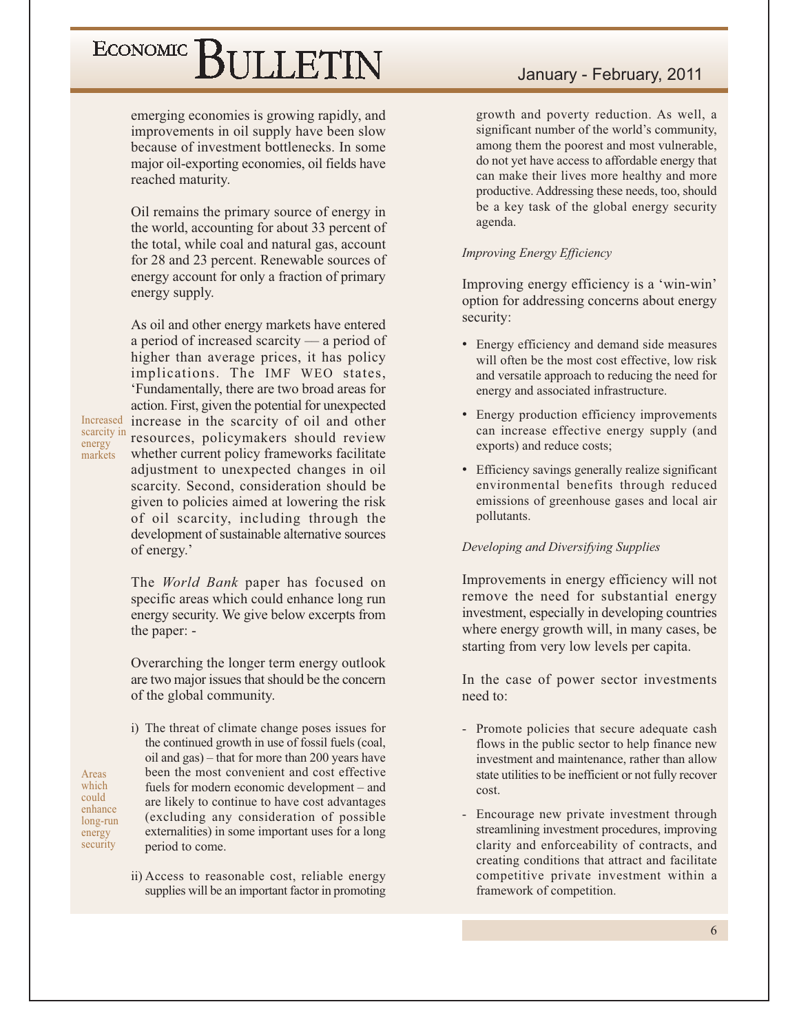emerging economies is growing rapidly, and improvements in oil supply have been slow because of investment bottlenecks. In some major oil-exporting economies, oil fields have reached maturity.

Oil remains the primary source of energy in the world, accounting for about 33 percent of the total, while coal and natural gas, account for 28 and 23 percent. Renewable sources of energy account for only a fraction of primary energy supply.

Increased scarcity in energy markets

As oil and other energy markets have entered a period of increased scarcity — a period of higher than average prices, it has policy implications. The IMF WEO states, 'Fundamentally, there are two broad areas for action. First, given the potential for unexpected increase in the scarcity of oil and other resources, policymakers should review whether current policy frameworks facilitate adjustment to unexpected changes in oil scarcity. Second, consideration should be given to policies aimed at lowering the risk of oil scarcity, including through the development of sustainable alternative sources of energy.'

The *World Bank* paper has focused on specific areas which could enhance long run energy security. We give below excerpts from the paper: -

Overarching the longer term energy outlook are two major issues that should be the concern of the global community.

Areas which could enhance long-run energy security

i) The threat of climate change poses issues for the continued growth in use of fossil fuels (coal, oil and gas) – that for more than 200 years have been the most convenient and cost effective fuels for modern economic development – and are likely to continue to have cost advantages (excluding any consideration of possible externalities) in some important uses for a long period to come.

ii) Access to reasonable cost, reliable energy supplies will be an important factor in promoting growth and poverty reduction. As well, a significant number of the world's community, among them the poorest and most vulnerable, do not yet have access to affordable energy that can make their lives more healthy and more productive. Addressing these needs, too, should be a key task of the global energy security agenda.

*Improving Energy Efficiency*

Improving energy efficiency is a 'win-win' option for addressing concerns about energy security:

- Energy efficiency and demand side measures will often be the most cost effective, low risk and versatile approach to reducing the need for energy and associated infrastructure.
- Energy production efficiency improvements can increase effective energy supply (and exports) and reduce costs;
- Efficiency savings generally realize significant environmental benefits through reduced emissions of greenhouse gases and local air pollutants.

*Developing and Diversifying Supplies*

Improvements in energy efficiency will not remove the need for substantial energy investment, especially in developing countries where energy growth will, in many cases, be starting from very low levels per capita.

In the case of power sector investments need to:

- Promote policies that secure adequate cash flows in the public sector to help finance new investment and maintenance, rather than allow state utilities to be inefficient or not fully recover cost.
- Encourage new private investment through streamlining investment procedures, improving clarity and enforceability of contracts, and creating conditions that attract and facilitate competitive private investment within a framework of competition.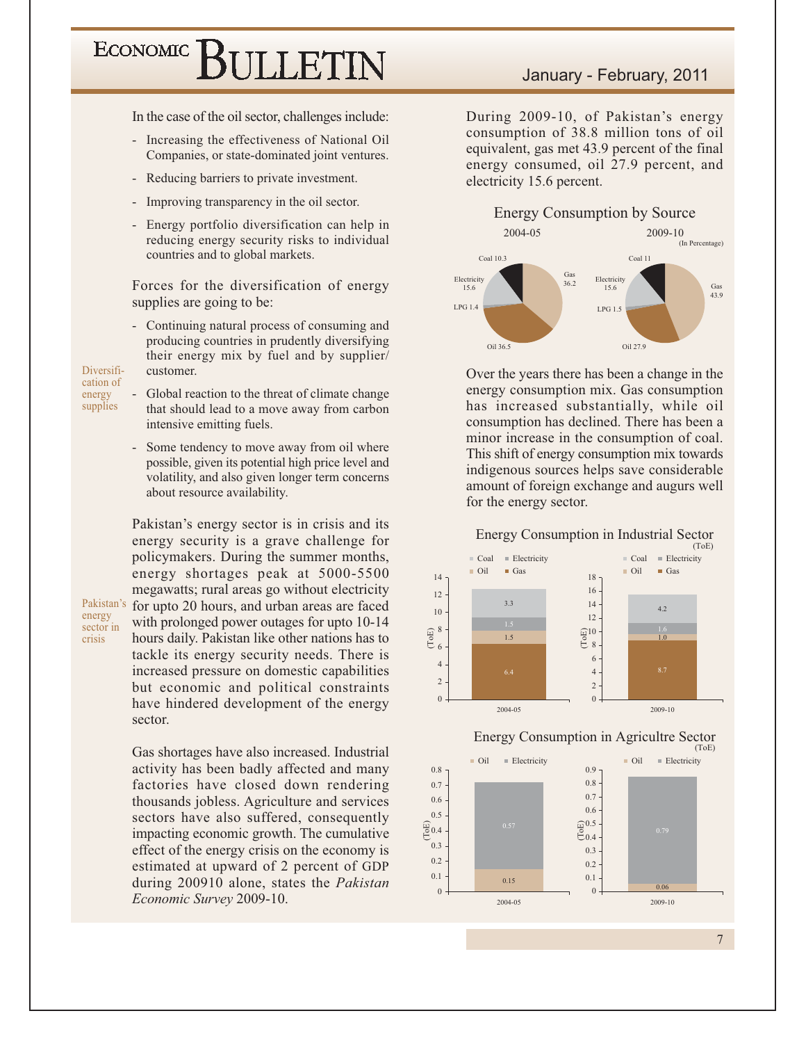In the case of the oil sector, challenges include:

- Increasing the effectiveness of National Oil Companies, or state-dominated joint ventures.
- Reducing barriers to private investment.
- Improving transparency in the oil sector.
- Energy portfolio diversification can help in reducing energy security risks to individual countries and to global markets.

Forces for the diversification of energy supplies are going to be:

*Diversification of energy supplies*

- Continuing natural process of consuming and producing countries in prudently diversifying their energy mix by fuel and by supplier/ customer.
- Global reaction to the threat of climate change that should lead to a move away from carbon intensive emitting fuels.
- Some tendency to move away from oil where possible, given its potential high price level and volatility, and also given longer term concerns about resource availability.

*Pakistan's energy sector in crisis*

Pakistan's energy sector is in crisis and its energy security is a grave challenge for policymakers. During the summer months, energy shortages peak at 5000-5500 megawatts; rural areas go without electricity for upto 20 hours, and urban areas are faced with prolonged power outages for upto 10-14 hours daily. Pakistan like other nations has to tackle its energy security needs. There is increased pressure on domestic capabilities but economic and political constraints have hindered development of the energy sector.

Gas shortages have also increased. Industrial activity has been badly affected and many factories have closed down rendering thousands jobless. Agriculture and services sectors have also suffered, consequently impacting economic growth. The cumulative effect of the energy crisis on the economy is estimated at upward of 2 percent of GDP during 200910 alone, states the *Pakistan Economic Survey* 2009-10.

During 2009-10, of Pakistan's energy consumption of 38.8 million tons of oil equivalent, gas met 43.9 percent of the final energy consumed, oil 27.9 percent, and electricity 15.6 percent.

**Energy Consumption by Source**

(In Percentage)

| Source | 2004-05 | 2009-10 |
|---|---|---|
| Gas | 36.2 | 43.9 |
| Oil | 36.5 | 27.9 |
| Electricity | 15.6 | 15.6 |
| Coal | 10.3 | 11 |
| LPG | 1.4 | 1.5 |

Over the years there has been a change in the energy consumption mix. Gas consumption has increased substantially, while oil consumption has declined. There has been a minor increase in the consumption of coal. This shift of energy consumption mix towards indigenous sources helps save considerable amount of foreign exchange and augurs well for the energy sector.

**Energy Consumption in Industrial Sector**

(ToE)

| Source | 2004-05 | 2009-10 |
|---|---|---|
| Gas | 6.4 | 8.7 |
| Oil | 1.5 | 1.0 |
| Electricity | 1.5 | 1.6 |
| Coal | 3.3 | 4.2 |

**Energy Consumption in Agricltre Sector**

(ToE)

| Source | 2004-05 | 2009-10 |
|---|---|---|
| Oil | 0.15 | 0.06 |
| Electricity | 0.57 | 0.79 |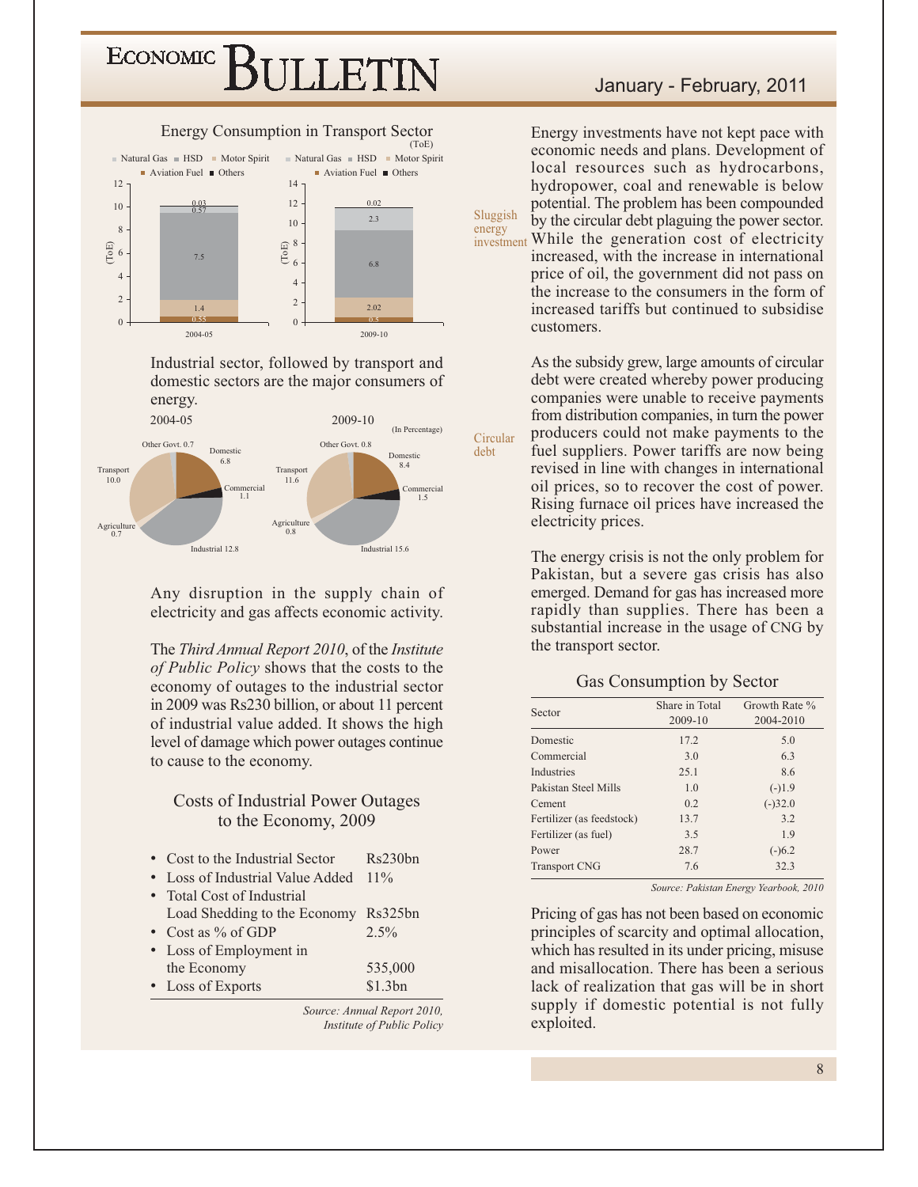Energy Consumption in Transport Sector

(ToE)

| | 2004-05 | 2009-10 |
|---|---|---|
| Natural Gas | 0.03 | 0.02 |
| HSD | 0.57 | 2.3 |
| Motor Spirit | 7.5 | 6.8 |
| Aviation Fuel | 1.4 | 2.02 |
| Others | 0.55 | 0.5 |

Industrial sector, followed by transport and domestic sectors are the major consumers of energy.

(In Percentage)

| Sector | 2004-05 | 2009-10 |
|---|---|---|
| Other Govt. | 0.7 | 0.8 |
| Domestic | 6.8 | 8.4 |
| Commercial | 1.1 | 1.5 |
| Industrial | 12.8 | 15.6 |
| Agriculture | 0.7 | 0.8 |
| Transport | 10.0 | 11.6 |

Any disruption in the supply chain of electricity and gas affects economic activity.

The *Third Annual Report 2010*, of the *Institute of Public Policy* shows that the costs to the economy of outages to the industrial sector in 2009 was Rs230 billion, or about 11 percent of industrial value added. It shows the high level of damage which power outages continue to cause to the economy.

### Costs of Industrial Power Outages to the Economy, 2009

| | |
|---|---|
| • Cost to the Industrial Sector | Rs230bn |
| • Loss of Industrial Value Added | 11% |
| • Total Cost of Industrial Load Shedding to the Economy | Rs325bn |
| • Cost as % of GDP | 2.5% |
| • Loss of Employment in the Economy | 535,000 |
| • Loss of Exports | $1.3bn |

*Source: Annual Report 2010, Institute of Public Policy*

**Sluggish energy investment**

Energy investments have not kept pace with economic needs and plans. Development of local resources such as hydrocarbons, hydropower, coal and renewable is below potential. The problem has been compounded by the circular debt plaguing the power sector. While the generation cost of electricity increased, with the increase in international price of oil, the government did not pass on the increase to the consumers in the form of increased tariffs but continued to subsidise customers.

**Circular debt**

As the subsidy grew, large amounts of circular debt were created whereby power producing companies were unable to receive payments from distribution companies, in turn the power producers could not make payments to the fuel suppliers. Power tariffs are now being revised in line with changes in international oil prices, so to recover the cost of power. Rising furnace oil prices have increased the electricity prices.

The energy crisis is not the only problem for Pakistan, but a severe gas crisis has also emerged. Demand for gas has increased more rapidly than supplies. There has been a substantial increase in the usage of CNG by the transport sector.

### Gas Consumption by Sector

| Sector | Share in Total 2009-10 | Growth Rate % 2004-2010 |
|---|---|---|
| Domestic | 17.2 | 5.0 |
| Commercial | 3.0 | 6.3 |
| Industries | 25.1 | 8.6 |
| Pakistan Steel Mills | 1.0 | (-)1.9 |
| Cement | 0.2 | (-)32.0 |
| Fertilizer (as feedstock) | 13.7 | 3.2 |
| Fertilizer (as fuel) | 3.5 | 1.9 |
| Power | 28.7 | (-)6.2 |
| Transport CNG | 7.6 | 32.3 |

*Source: Pakistan Energy Yearbook, 2010*

Pricing of gas has not been based on economic principles of scarcity and optimal allocation, which has resulted in its under pricing, misuse and misallocation. There has been a serious lack of realization that gas will be in short supply if domestic potential is not fully exploited.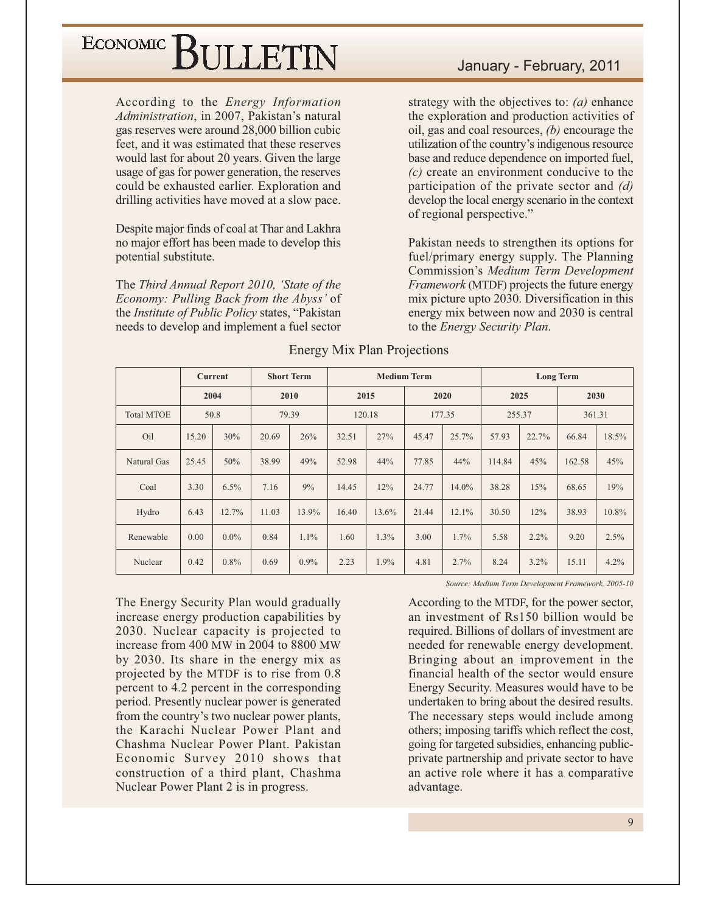According to the *Energy Information Administration*, in 2007, Pakistan's natural gas reserves were around 28,000 billion cubic feet, and it was estimated that these reserves would last for about 20 years. Given the large usage of gas for power generation, the reserves could be exhausted earlier. Exploration and drilling activities have moved at a slow pace.

Despite major finds of coal at Thar and Lakhra no major effort has been made to develop this potential substitute.

The *Third Annual Report 2010, 'State of the Economy: Pulling Back from the Abyss'* of the *Institute of Public Policy* states, "Pakistan needs to develop and implement a fuel sector strategy with the objectives to: *(a)* enhance the exploration and production activities of oil, gas and coal resources, *(b)* encourage the utilization of the country's indigenous resource base and reduce dependence on imported fuel, *(c)* create an environment conducive to the participation of the private sector and *(d)* develop the local energy scenario in the context of regional perspective."

Pakistan needs to strengthen its options for fuel/primary energy supply. The Planning Commission's *Medium Term Development Framework* (MTDF) projects the future energy mix picture upto 2030. Diversification in this energy mix between now and 2030 is central to the *Energy Security Plan*.

Energy Mix Plan Projections

| | Current | | Short Term | | Medium Term | | | | Long Term | | | |
|---|---|---|---|---|---|---|---|---|---|---|---|---|
| | 2004 | | 2010 | | 2015 | | 2020 | | 2025 | | 2030 | |
| Total MTOE | 50.8 | | 79.39 | | 120.18 | | 177.35 | | 255.37 | | 361.31 | |
| Oil | 15.20 | 30% | 20.69 | 26% | 32.51 | 27% | 45.47 | 25.7% | 57.93 | 22.7% | 66.84 | 18.5% |
| Natural Gas | 25.45 | 50% | 38.99 | 49% | 52.98 | 44% | 77.85 | 44% | 114.84 | 45% | 162.58 | 45% |
| Coal | 3.30 | 6.5% | 7.16 | 9% | 14.45 | 12% | 24.77 | 14.0% | 38.28 | 15% | 68.65 | 19% |
| Hydro | 6.43 | 12.7% | 11.03 | 13.9% | 16.40 | 13.6% | 21.44 | 12.1% | 30.50 | 12% | 38.93 | 10.8% |
| Renewable | 0.00 | 0.0% | 0.84 | 1.1% | 1.60 | 1.3% | 3.00 | 1.7% | 5.58 | 2.2% | 9.20 | 2.5% |
| Nuclear | 0.42 | 0.8% | 0.69 | 0.9% | 2.23 | 1.9% | 4.81 | 2.7% | 8.24 | 3.2% | 15.11 | 4.2% |

*Source: Medium Term Development Framework, 2005-10*

The Energy Security Plan would gradually increase energy production capabilities by 2030. Nuclear capacity is projected to increase from 400 MW in 2004 to 8800 MW by 2030. Its share in the energy mix as projected by the MTDF is to rise from 0.8 percent to 4.2 percent in the corresponding period. Presently nuclear power is generated from the country's two nuclear power plants, the Karachi Nuclear Power Plant and Chashma Nuclear Power Plant. Pakistan Economic Survey 2010 shows that construction of a third plant, Chashma Nuclear Power Plant 2 is in progress.

According to the MTDF, for the power sector, an investment of Rs150 billion would be required. Billions of dollars of investment are needed for renewable energy development. Bringing about an improvement in the financial health of the sector would ensure Energy Security. Measures would have to be undertaken to bring about the desired results. The necessary steps would include among others; imposing tariffs which reflect the cost, going for targeted subsidies, enhancing public-private partnership and private sector to have an active role where it has a comparative advantage.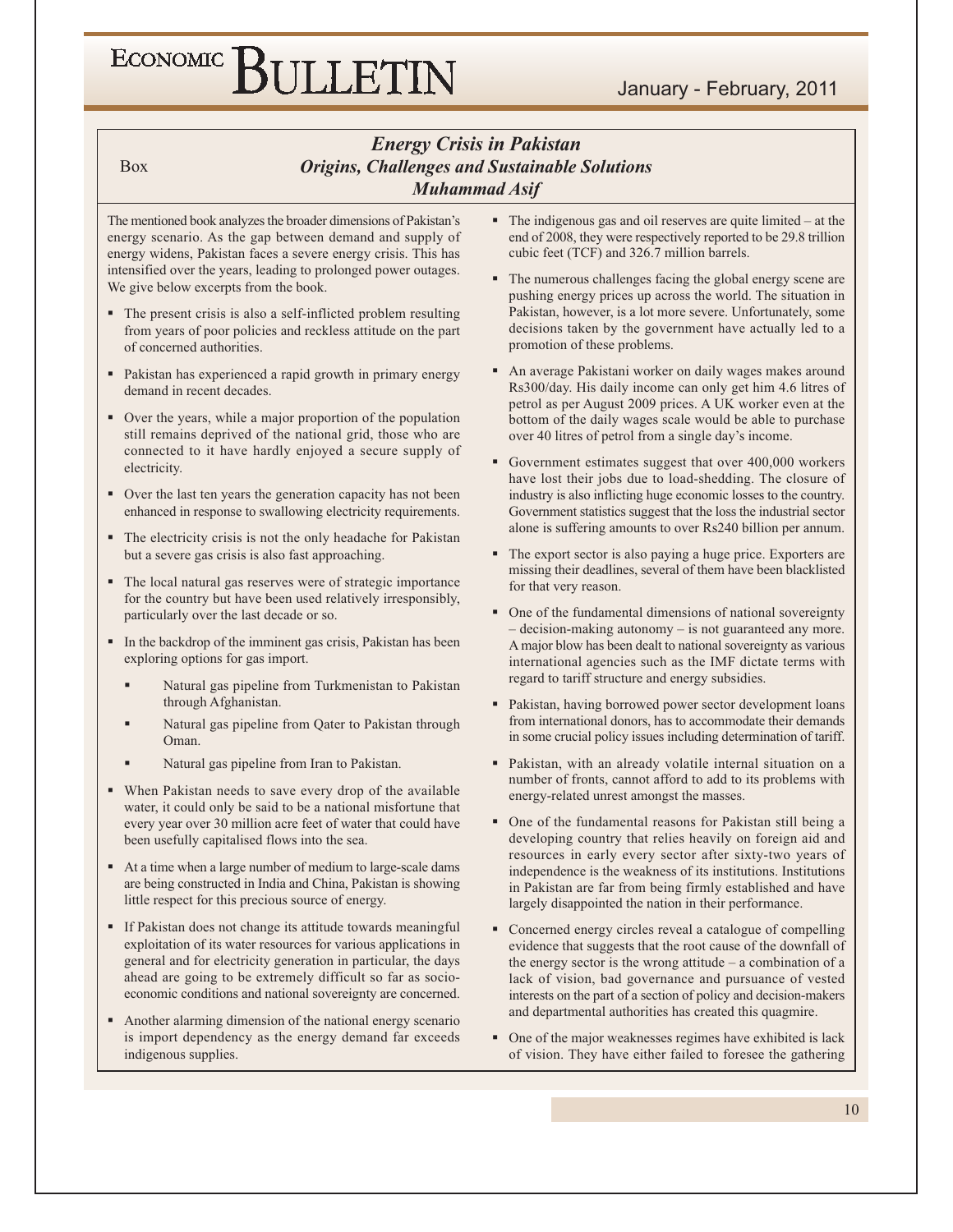Box

## *Energy Crisis in Pakistan*
## *Origins, Challenges and Sustainable Solutions*
### *Muhammad Asif*

The mentioned book analyzes the broader dimensions of Pakistan's energy scenario. As the gap between demand and supply of energy widens, Pakistan faces a severe energy crisis. This has intensified over the years, leading to prolonged power outages. We give below excerpts from the book.

- The present crisis is also a self-inflicted problem resulting from years of poor policies and reckless attitude on the part of concerned authorities.
- Pakistan has experienced a rapid growth in primary energy demand in recent decades.
- Over the years, while a major proportion of the population still remains deprived of the national grid, those who are connected to it have hardly enjoyed a secure supply of electricity.
- Over the last ten years the generation capacity has not been enhanced in response to swallowing electricity requirements.
- The electricity crisis is not the only headache for Pakistan but a severe gas crisis is also fast approaching.
- The local natural gas reserves were of strategic importance for the country but have been used relatively irresponsibly, particularly over the last decade or so.
- In the backdrop of the imminent gas crisis, Pakistan has been exploring options for gas import.
  - Natural gas pipeline from Turkmenistan to Pakistan through Afghanistan.
  - Natural gas pipeline from Qater to Pakistan through Oman.
  - Natural gas pipeline from Iran to Pakistan.
- When Pakistan needs to save every drop of the available water, it could only be said to be a national misfortune that every year over 30 million acre feet of water that could have been usefully capitalised flows into the sea.
- At a time when a large number of medium to large-scale dams are being constructed in India and China, Pakistan is showing little respect for this precious source of energy.
- If Pakistan does not change its attitude towards meaningful exploitation of its water resources for various applications in general and for electricity generation in particular, the days ahead are going to be extremely difficult so far as socio-economic conditions and national sovereignty are concerned.
- Another alarming dimension of the national energy scenario is import dependency as the energy demand far exceeds indigenous supplies.
- The indigenous gas and oil reserves are quite limited – at the end of 2008, they were respectively reported to be 29.8 trillion cubic feet (TCF) and 326.7 million barrels.
- The numerous challenges facing the global energy scene are pushing energy prices up across the world. The situation in Pakistan, however, is a lot more severe. Unfortunately, some decisions taken by the government have actually led to a promotion of these problems.
- An average Pakistani worker on daily wages makes around Rs300/day. His daily income can only get him 4.6 litres of petrol as per August 2009 prices. A UK worker even at the bottom of the daily wages scale would be able to purchase over 40 litres of petrol from a single day's income.
- Government estimates suggest that over 400,000 workers have lost their jobs due to load-shedding. The closure of industry is also inflicting huge economic losses to the country. Government statistics suggest that the loss the industrial sector alone is suffering amounts to over Rs240 billion per annum.
- The export sector is also paying a huge price. Exporters are missing their deadlines, several of them have been blacklisted for that very reason.
- One of the fundamental dimensions of national sovereignty – decision-making autonomy – is not guaranteed any more. A major blow has been dealt to national sovereignty as various international agencies such as the IMF dictate terms with regard to tariff structure and energy subsidies.
- Pakistan, having borrowed power sector development loans from international donors, has to accommodate their demands in some crucial policy issues including determination of tariff.
- Pakistan, with an already volatile internal situation on a number of fronts, cannot afford to add to its problems with energy-related unrest amongst the masses.
- One of the fundamental reasons for Pakistan still being a developing country that relies heavily on foreign aid and resources in early every sector after sixty-two years of independence is the weakness of its institutions. Institutions in Pakistan are far from being firmly established and have largely disappointed the nation in their performance.
- Concerned energy circles reveal a catalogue of compelling evidence that suggests that the root cause of the downfall of the energy sector is the wrong attitude – a combination of a lack of vision, bad governance and pursuance of vested interests on the part of a section of policy and decision-makers and departmental authorities has created this quagmire.
- One of the major weaknesses regimes have exhibited is lack of vision. They have either failed to foresee the gathering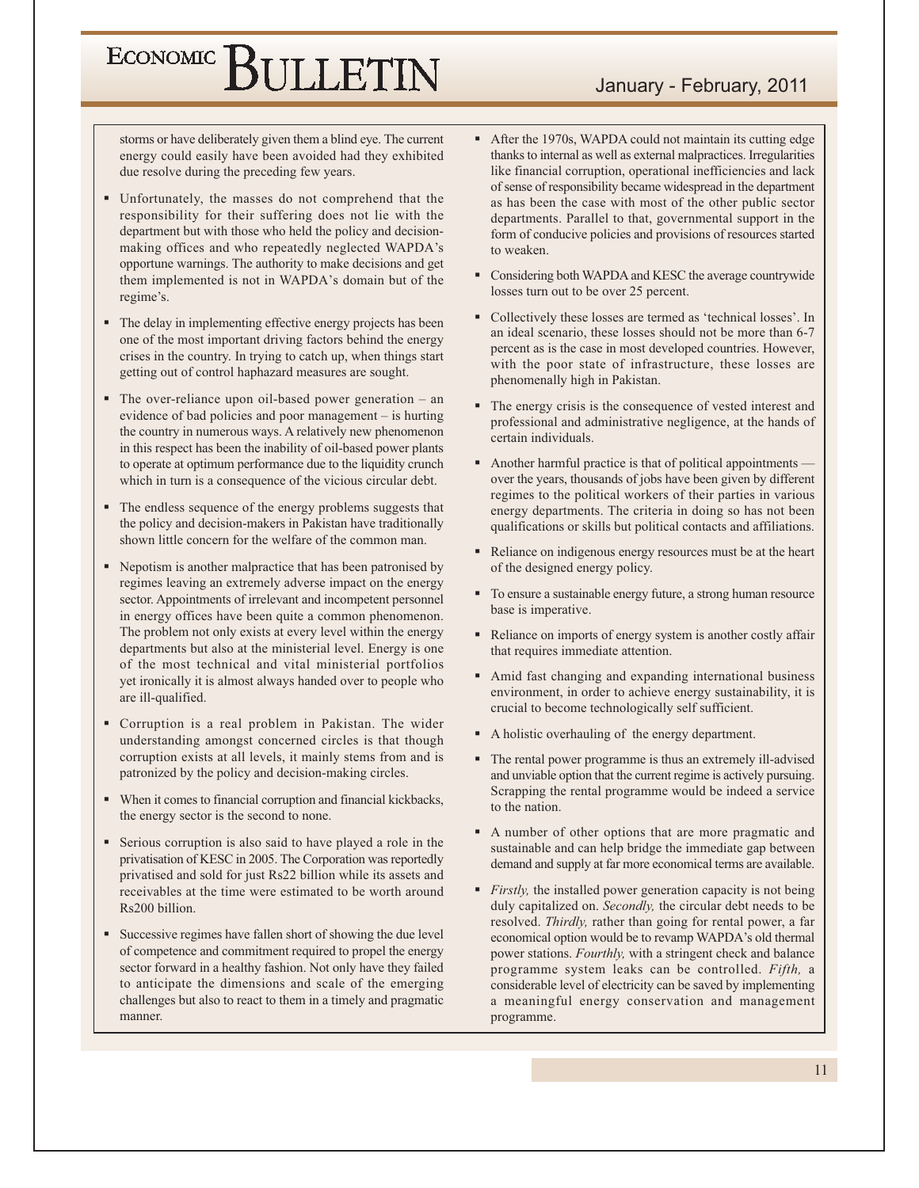storms or have deliberately given them a blind eye. The current energy could easily have been avoided had they exhibited due resolve during the preceding few years.

- Unfortunately, the masses do not comprehend that the responsibility for their suffering does not lie with the department but with those who held the policy and decision-making offices and who repeatedly neglected WAPDA's opportune warnings. The authority to make decisions and get them implemented is not in WAPDA's domain but of the regime's.
- The delay in implementing effective energy projects has been one of the most important driving factors behind the energy crises in the country. In trying to catch up, when things start getting out of control haphazard measures are sought.
- The over-reliance upon oil-based power generation – an evidence of bad policies and poor management – is hurting the country in numerous ways. A relatively new phenomenon in this respect has been the inability of oil-based power plants to operate at optimum performance due to the liquidity crunch which in turn is a consequence of the vicious circular debt.
- The endless sequence of the energy problems suggests that the policy and decision-makers in Pakistan have traditionally shown little concern for the welfare of the common man.
- Nepotism is another malpractice that has been patronised by regimes leaving an extremely adverse impact on the energy sector. Appointments of irrelevant and incompetent personnel in energy offices have been quite a common phenomenon. The problem not only exists at every level within the energy departments but also at the ministerial level. Energy is one of the most technical and vital ministerial portfolios yet ironically it is almost always handed over to people who are ill-qualified.
- Corruption is a real problem in Pakistan. The wider understanding amongst concerned circles is that though corruption exists at all levels, it mainly stems from and is patronized by the policy and decision-making circles.
- When it comes to financial corruption and financial kickbacks, the energy sector is the second to none.
- Serious corruption is also said to have played a role in the privatisation of KESC in 2005. The Corporation was reportedly privatised and sold for just Rs22 billion while its assets and receivables at the time were estimated to be worth around Rs200 billion.
- Successive regimes have fallen short of showing the due level of competence and commitment required to propel the energy sector forward in a healthy fashion. Not only have they failed to anticipate the dimensions and scale of the emerging challenges but also to react to them in a timely and pragmatic manner.
- After the 1970s, WAPDA could not maintain its cutting edge thanks to internal as well as external malpractices. Irregularities like financial corruption, operational inefficiencies and lack of sense of responsibility became widespread in the department as has been the case with most of the other public sector departments. Parallel to that, governmental support in the form of conducive policies and provisions of resources started to weaken.
- Considering both WAPDA and KESC the average countrywide losses turn out to be over 25 percent.
- Collectively these losses are termed as 'technical losses'. In an ideal scenario, these losses should not be more than 6-7 percent as is the case in most developed countries. However, with the poor state of infrastructure, these losses are phenomenally high in Pakistan.
- The energy crisis is the consequence of vested interest and professional and administrative negligence, at the hands of certain individuals.
- Another harmful practice is that of political appointments — over the years, thousands of jobs have been given by different regimes to the political workers of their parties in various energy departments. The criteria in doing so has not been qualifications or skills but political contacts and affiliations.
- Reliance on indigenous energy resources must be at the heart of the designed energy policy.
- To ensure a sustainable energy future, a strong human resource base is imperative.
- Reliance on imports of energy system is another costly affair that requires immediate attention.
- Amid fast changing and expanding international business environment, in order to achieve energy sustainability, it is crucial to become technologically self sufficient.
- A holistic overhauling of the energy department.
- The rental power programme is thus an extremely ill-advised and unviable option that the current regime is actively pursuing. Scrapping the rental programme would be indeed a service to the nation.
- A number of other options that are more pragmatic and sustainable and can help bridge the immediate gap between demand and supply at far more economical terms are available.
- *Firstly,* the installed power generation capacity is not being duly capitalized on. *Secondly,* the circular debt needs to be resolved. *Thirdly,* rather than going for rental power, a far economical option would be to revamp WAPDA's old thermal power stations. *Fourthly,* with a stringent check and balance programme system leaks can be controlled. *Fifth,* a considerable level of electricity can be saved by implementing a meaningful energy conservation and management programme.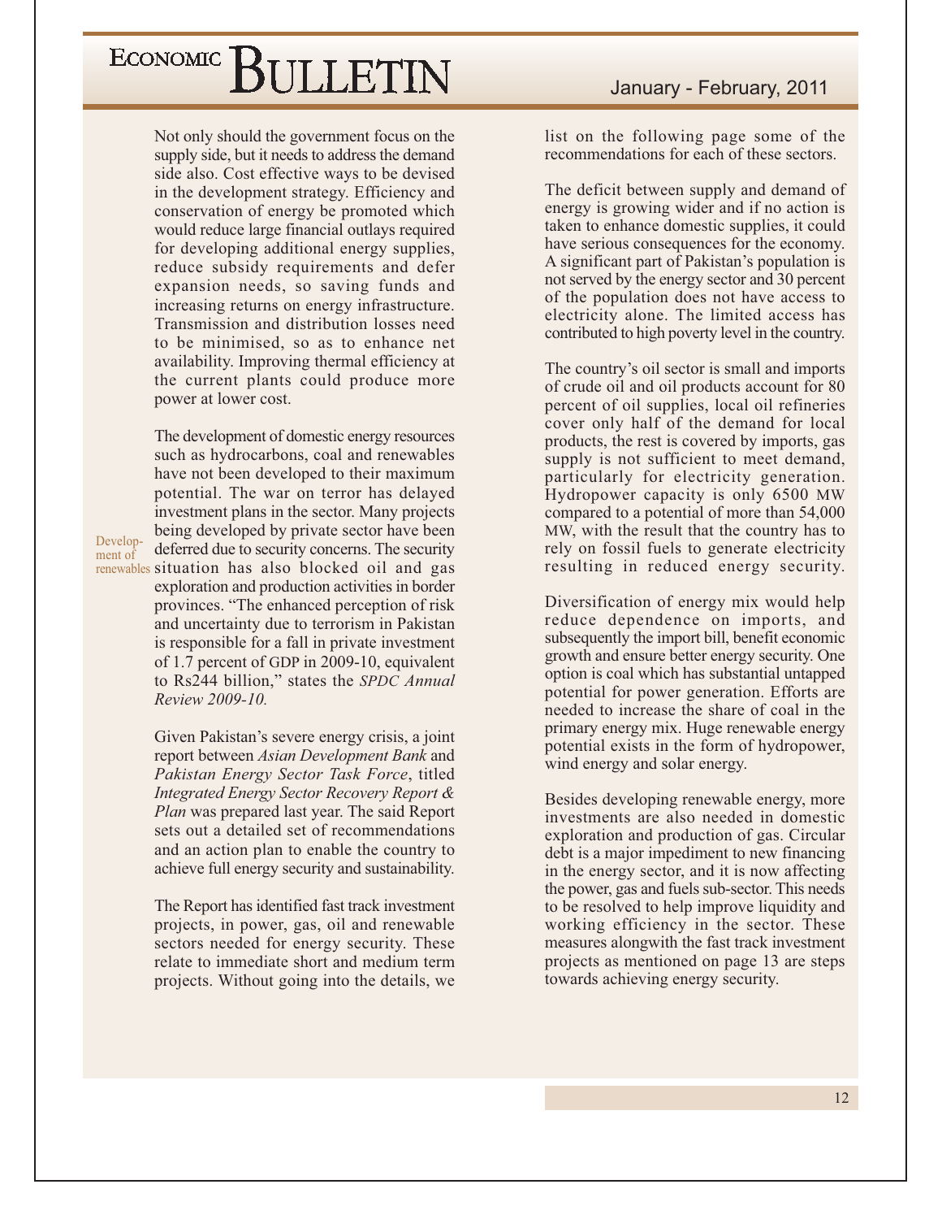Not only should the government focus on the supply side, but it needs to address the demand side also. Cost effective ways to be devised in the development strategy. Efficiency and conservation of energy be promoted which would reduce large financial outlays required for developing additional energy supplies, reduce subsidy requirements and defer expansion needs, so saving funds and increasing returns on energy infrastructure. Transmission and distribution losses need to be minimised, so as to enhance net availability. Improving thermal efficiency at the current plants could produce more power at lower cost.

Development of renewables

The development of domestic energy resources such as hydrocarbons, coal and renewables have not been developed to their maximum potential. The war on terror has delayed investment plans in the sector. Many projects being developed by private sector have been deferred due to security concerns. The security situation has also blocked oil and gas exploration and production activities in border provinces. "The enhanced perception of risk and uncertainty due to terrorism in Pakistan is responsible for a fall in private investment of 1.7 percent of GDP in 2009-10, equivalent to Rs244 billion," states the *SPDC Annual Review 2009-10.*

Given Pakistan's severe energy crisis, a joint report between *Asian Development Bank* and *Pakistan Energy Sector Task Force*, titled *Integrated Energy Sector Recovery Report & Plan* was prepared last year. The said Report sets out a detailed set of recommendations and an action plan to enable the country to achieve full energy security and sustainability.

The Report has identified fast track investment projects, in power, gas, oil and renewable sectors needed for energy security. These relate to immediate short and medium term projects. Without going into the details, we list on the following page some of the recommendations for each of these sectors.

The deficit between supply and demand of energy is growing wider and if no action is taken to enhance domestic supplies, it could have serious consequences for the economy. A significant part of Pakistan's population is not served by the energy sector and 30 percent of the population does not have access to electricity alone. The limited access has contributed to high poverty level in the country.

The country's oil sector is small and imports of crude oil and oil products account for 80 percent of oil supplies, local oil refineries cover only half of the demand for local products, the rest is covered by imports, gas supply is not sufficient to meet demand, particularly for electricity generation. Hydropower capacity is only 6500 MW compared to a potential of more than 54,000 MW, with the result that the country has to rely on fossil fuels to generate electricity resulting in reduced energy security.

Diversification of energy mix would help reduce dependence on imports, and subsequently the import bill, benefit economic growth and ensure better energy security. One option is coal which has substantial untapped potential for power generation. Efforts are needed to increase the share of coal in the primary energy mix. Huge renewable energy potential exists in the form of hydropower, wind energy and solar energy.

Besides developing renewable energy, more investments are also needed in domestic exploration and production of gas. Circular debt is a major impediment to new financing in the energy sector, and it is now affecting the power, gas and fuels sub-sector. This needs to be resolved to help improve liquidity and working efficiency in the sector. These measures alongwith the fast track investment projects as mentioned on page 13 are steps towards achieving energy security.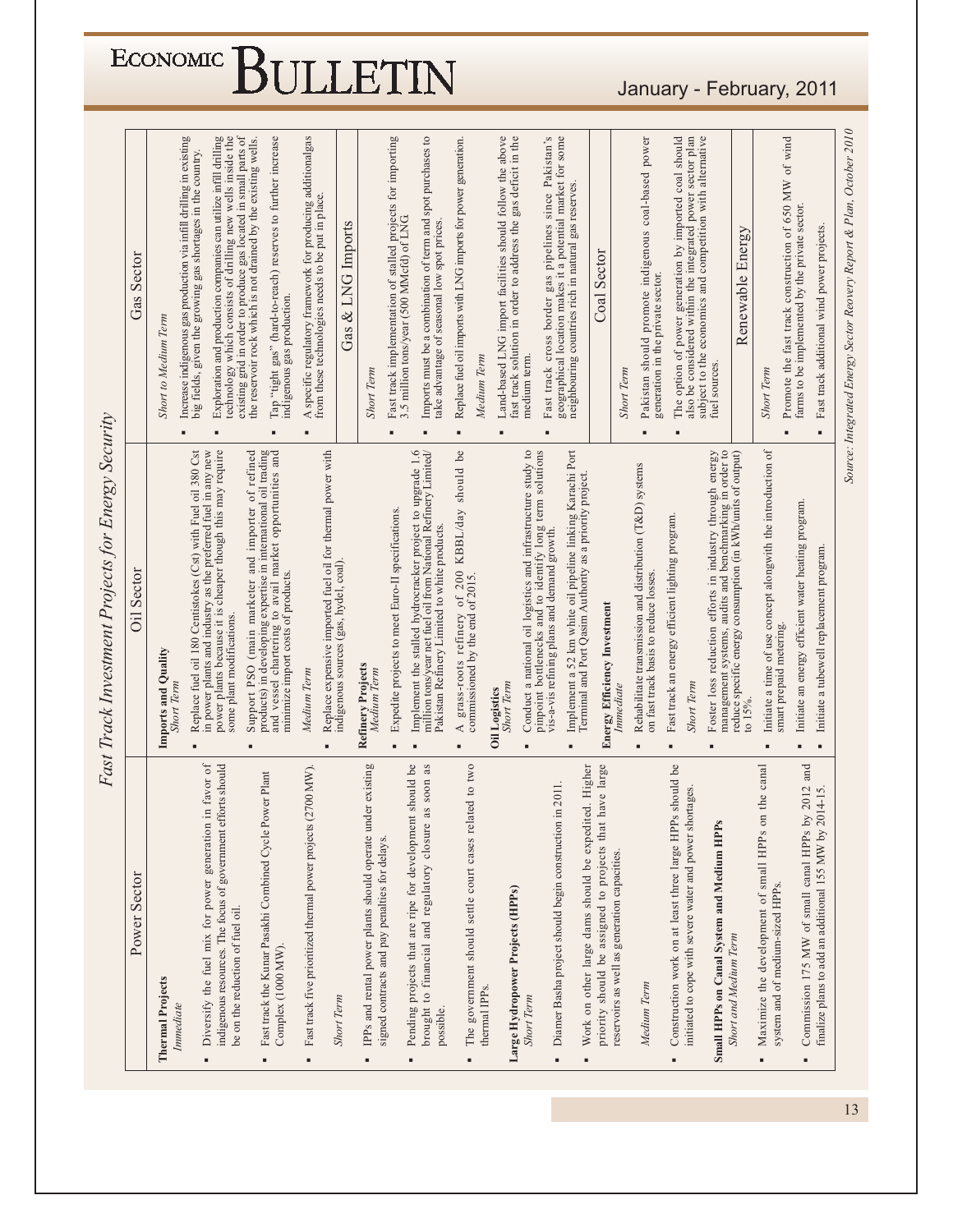# Fast Track Investment Projects for Energy Security

## Power Sector

**Thermal Projects**
*Immediate*

- Diversify the fuel mix for power generation in favor of indigenous resources. The focus of government efforts should be on the reduction of fuel oil.
- Fast track the Kunar Pasakhi Combined Cycle Power Plant Complex (1000 MW).
- Fast track five prioritized thermal power projects (2700 MW).

*Short Term*

- IPPs and rental power plants should operate under existing signed contracts and pay penalties for delays.
- Pending projects that are ripe for development should be brought to financial and regulatory closure as soon as possible.
- The government should settle court cases related to two thermal IPPs.

**Large Hydropower Projects (HPPs)**
*Short Term*

- Diamer Basha project should begin construction in 2011.
- Work on other large dams should be expedited. Higher priority should be assigned to projects that have large reservoirs as well as generation capacities.

*Medium Term*

- Construction work on at least three large HPPs should be initiated to cope with severe water and power shortages.

**Small HPPs on Canal System and Medium HPPs**
*Short and Medium Term*

- Maximize the development of small HPPs on the canal system and of medium-sized HPPs.
- Commission 175 MW of small canal HPPs by 2012 and finalize plans to add an additional 155 MW by 2014-15.

## Oil Sector

**Imports and Quality**
*Short Term*

- Replace fuel oil 180 Centistokes (Cst) with Fuel oil 380 Cst in power plants and industry as the preferred fuel in any new power plants because it is cheaper though this may require some plant modifications.
- Support PSO (main marketer and importer of refined products) in developing expertise in international oil trading and vessel chartering to avail market opportunities and minimize import costs of products.

*Medium Term*

- Replace expensive imported fuel oil for thermal power with indigenous sources (gas, hydel, coal).

**Refinery Projects**
*Medium Term*

- Expedite projects to meet Euro-II specifications.
- Implement the stalled hydrocracker project to upgrade 1.6 million tons/year net fuel oil from National Refinery Limited/ Pakistan Refinery Limited to white products.
- A grass-roots refinery of 200 KBBL/day should be commissioned by the end of 2015.

**Oil Logistics**
*Short Term*

- Conduct a national oil logistics and infrastructure study to pinpoint bottlenecks and to identify long term solutions vis-a-vis refining plans and demand growth.
- Implement a 52 km white oil pipeline linking Karachi Port Terminal and Port Qasim Authority as a priority project.

**Energy Efficiency Investment**
*Immediate*

- Rehabilitate transmission and distribution (T&D) systems on fast track basis to reduce losses.
- Fast track an energy efficient lighting program.

*Short Term*

- Foster loss reduction efforts in industry through energy management systems, audits and benchmarking in order to reduce specific energy consumption (in kWh/units of output) to 15%.
- Initiate a time of use concept alongwith the introduction of smart prepaid metering.
- Initiate an energy efficient water heating program.
- Initiate a tubewell replacement program.

## Gas Sector

*Short to Medium Term*

- Increase indigenous gas production via infill drilling in existing big fields, given the growing gas shortages in the country.
- Exploration and production companies can utilize infill drilling technology which consists of drilling new wells inside the existing grid in order to produce gas located in small parts of the reservoir rock which is not drained by the existing wells.
- Tap "tight gas" (hard-to-reach) reserves to further increase indigenous gas production.
- A specific regulatory framework for producing additionalgas from these technologies needs to be put in place.

### Gas & LNG Imports

*Short Term*

- Fast track implementation of stalled projects for importing 3.5 million tons/year (500 MMcfd) of LNG.
- Imports must be a combination of term and spot purchases to take advantage of seasonal low spot prices.
- Replace fuel oil imports with LNG imports for power generation.

*Medium Term*

- Land-based LNG import facilities should follow the above fast track solution in order to address the gas deficit in the medium term.
- Fast track cross border gas pipelines since Pakistan's geographical location makes it a potential market for some neighbouring countries rich in natural gas reserves.

### Coal Sector

*Short Term*

- Pakistan should promote indigenous coal-based power generation in the private sector.
- The option of power generation by imported coal should also be considered within the integrated power sector plan subject to the economics and competition with alternative fuel sources.

### Renewable Energy

*Short Term*

- Promote the fast track construction of 650 MW of wind farms to be implemented by the private sector.
- Fast track additional wind power projects.

*Source: Integrated Energy Sector Reovery Report & Plan, October 2010*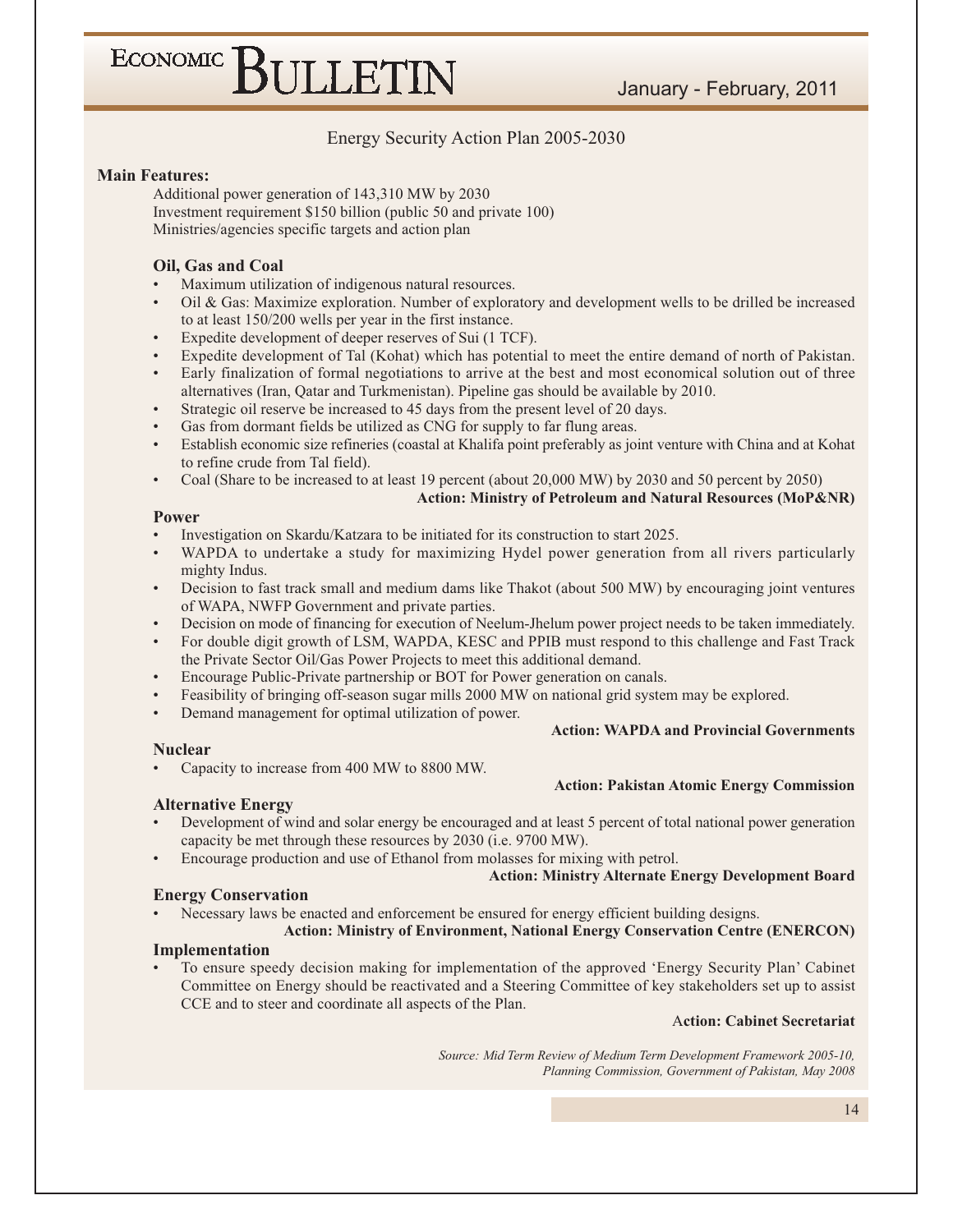## Energy Security Action Plan 2005-2030

**Main Features:**

Additional power generation of 143,310 MW by 2030
Investment requirement $150 billion (public 50 and private 100)
Ministries/agencies specific targets and action plan

### Oil, Gas and Coal

- Maximum utilization of indigenous natural resources.
- Oil & Gas: Maximize exploration. Number of exploratory and development wells to be drilled be increased to at least 150/200 wells per year in the first instance.
- Expedite development of deeper reserves of Sui (1 TCF).
- Expedite development of Tal (Kohat) which has potential to meet the entire demand of north of Pakistan.
- Early finalization of formal negotiations to arrive at the best and most economical solution out of three alternatives (Iran, Qatar and Turkmenistan). Pipeline gas should be available by 2010.
- Strategic oil reserve be increased to 45 days from the present level of 20 days.
- Gas from dormant fields be utilized as CNG for supply to far flung areas.
- Establish economic size refineries (coastal at Khalifa point preferably as joint venture with China and at Kohat to refine crude from Tal field).
- Coal (Share to be increased to at least 19 percent (about 20,000 MW) by 2030 and 50 percent by 2050)

**Action: Ministry of Petroleum and Natural Resources (MoP&NR)**

### Power

- Investigation on Skardu/Katzara to be initiated for its construction to start 2025.
- WAPDA to undertake a study for maximizing Hydel power generation from all rivers particularly mighty Indus.
- Decision to fast track small and medium dams like Thakot (about 500 MW) by encouraging joint ventures of WAPA, NWFP Government and private parties.
- Decision on mode of financing for execution of Neelum-Jhelum power project needs to be taken immediately.
- For double digit growth of LSM, WAPDA, KESC and PPIB must respond to this challenge and Fast Track the Private Sector Oil/Gas Power Projects to meet this additional demand.
- Encourage Public-Private partnership or BOT for Power generation on canals.
- Feasibility of bringing off-season sugar mills 2000 MW on national grid system may be explored.
- Demand management for optimal utilization of power.

**Action: WAPDA and Provincial Governments**

### Nuclear

- Capacity to increase from 400 MW to 8800 MW.

**Action: Pakistan Atomic Energy Commission**

### Alternative Energy

- Development of wind and solar energy be encouraged and at least 5 percent of total national power generation capacity be met through these resources by 2030 (i.e. 9700 MW).
- Encourage production and use of Ethanol from molasses for mixing with petrol.

**Action: Ministry Alternate Energy Development Board**

### Energy Conservation

- Necessary laws be enacted and enforcement be ensured for energy efficient building designs.

**Action: Ministry of Environment, National Energy Conservation Centre (ENERCON)**

### Implementation

- To ensure speedy decision making for implementation of the approved 'Energy Security Plan' Cabinet Committee on Energy should be reactivated and a Steering Committee of key stakeholders set up to assist CCE and to steer and coordinate all aspects of the Plan.

**Action: Cabinet Secretariat**

*Source: Mid Term Review of Medium Term Development Framework 2005-10, Planning Commission, Government of Pakistan, May 2008*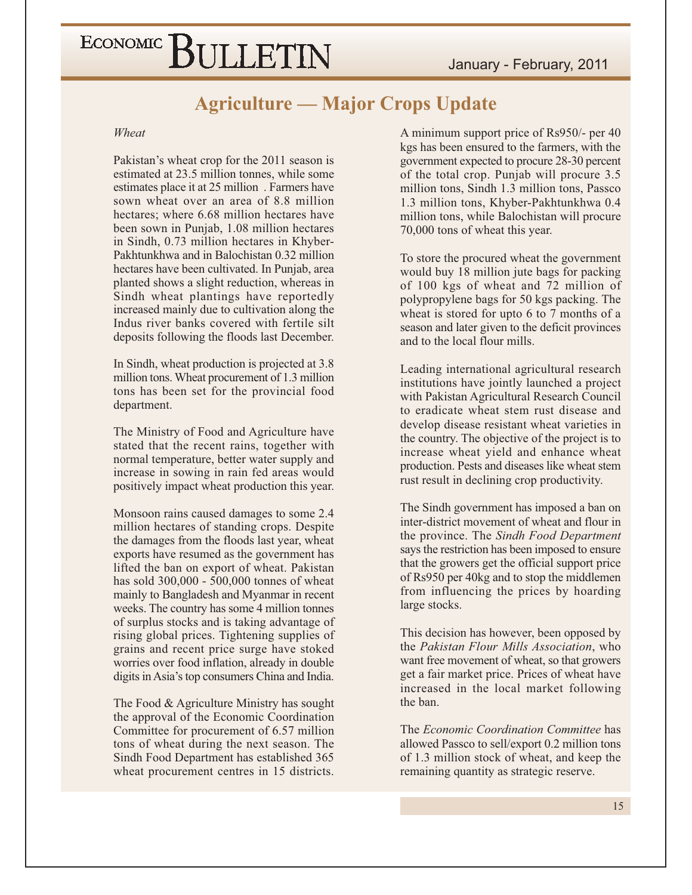# Agriculture — Major Crops Update

*Wheat*

Pakistan's wheat crop for the 2011 season is estimated at 23.5 million tonnes, while some estimates place it at 25 million . Farmers have sown wheat over an area of 8.8 million hectares; where 6.68 million hectares have been sown in Punjab, 1.08 million hectares in Sindh, 0.73 million hectares in Khyber-Pakhtunkhwa and in Balochistan 0.32 million hectares have been cultivated. In Punjab, area planted shows a slight reduction, whereas in Sindh wheat plantings have reportedly increased mainly due to cultivation along the Indus river banks covered with fertile silt deposits following the floods last December.

In Sindh, wheat production is projected at 3.8 million tons. Wheat procurement of 1.3 million tons has been set for the provincial food department.

The Ministry of Food and Agriculture have stated that the recent rains, together with normal temperature, better water supply and increase in sowing in rain fed areas would positively impact wheat production this year.

Monsoon rains caused damages to some 2.4 million hectares of standing crops. Despite the damages from the floods last year, wheat exports have resumed as the government has lifted the ban on export of wheat. Pakistan has sold 300,000 - 500,000 tonnes of wheat mainly to Bangladesh and Myanmar in recent weeks. The country has some 4 million tonnes of surplus stocks and is taking advantage of rising global prices. Tightening supplies of grains and recent price surge have stoked worries over food inflation, already in double digits in Asia's top consumers China and India.

The Food & Agriculture Ministry has sought the approval of the Economic Coordination Committee for procurement of 6.57 million tons of wheat during the next season. The Sindh Food Department has established 365 wheat procurement centres in 15 districts. A minimum support price of Rs950/- per 40 kgs has been ensured to the farmers, with the government expected to procure 28-30 percent of the total crop. Punjab will procure 3.5 million tons, Sindh 1.3 million tons, Passco 1.3 million tons, Khyber-Pakhtunkhwa 0.4 million tons, while Balochistan will procure 70,000 tons of wheat this year.

To store the procured wheat the government would buy 18 million jute bags for packing of 100 kgs of wheat and 72 million of polypropylene bags for 50 kgs packing. The wheat is stored for upto 6 to 7 months of a season and later given to the deficit provinces and to the local flour mills.

Leading international agricultural research institutions have jointly launched a project with Pakistan Agricultural Research Council to eradicate wheat stem rust disease and develop disease resistant wheat varieties in the country. The objective of the project is to increase wheat yield and enhance wheat production. Pests and diseases like wheat stem rust result in declining crop productivity.

The Sindh government has imposed a ban on inter-district movement of wheat and flour in the province. The *Sindh Food Department* says the restriction has been imposed to ensure that the growers get the official support price of Rs950 per 40kg and to stop the middlemen from influencing the prices by hoarding large stocks.

This decision has however, been opposed by the *Pakistan Flour Mills Association*, who want free movement of wheat, so that growers get a fair market price. Prices of wheat have increased in the local market following the ban.

The *Economic Coordination Committee* has allowed Passco to sell/export 0.2 million tons of 1.3 million stock of wheat, and keep the remaining quantity as strategic reserve.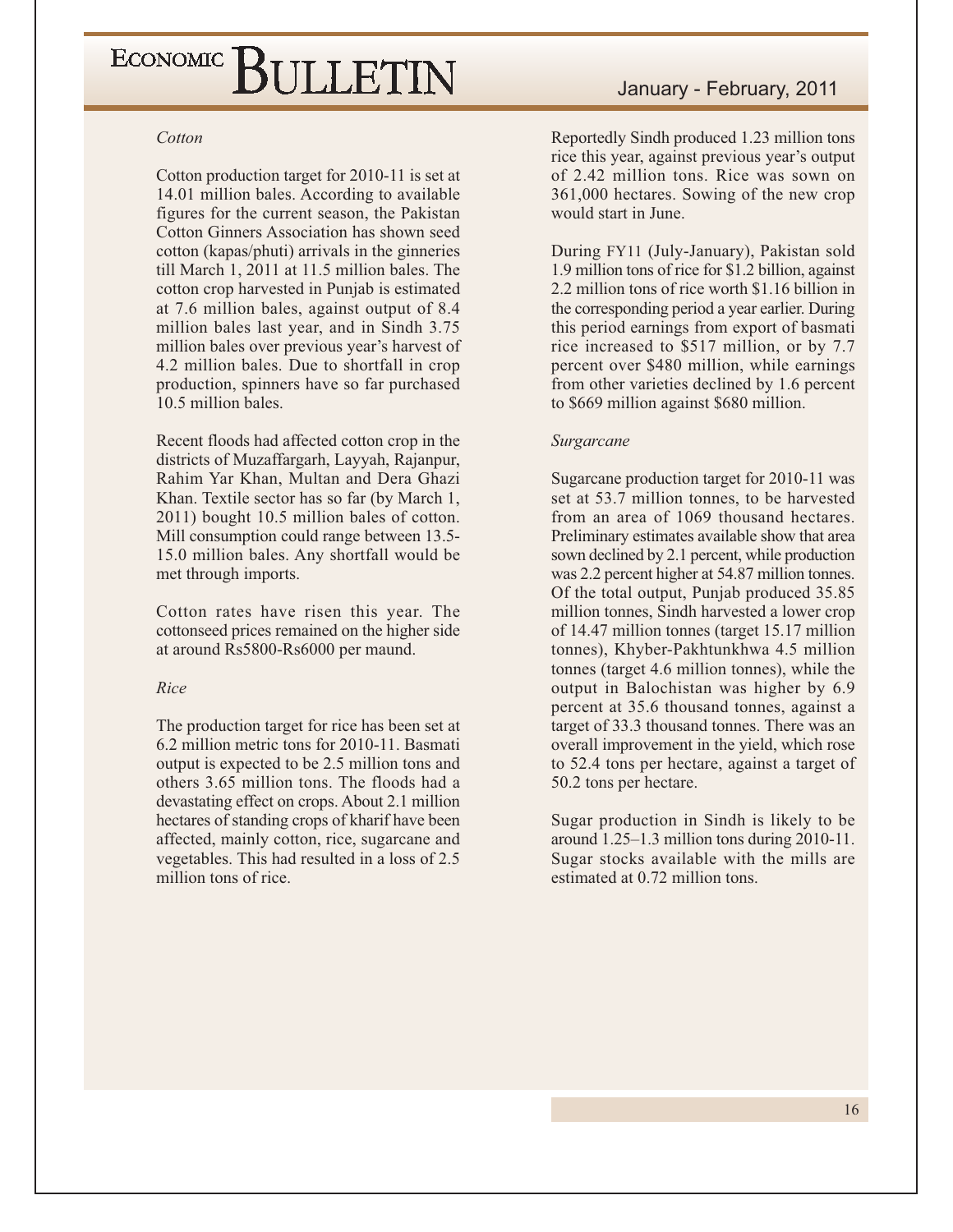*Cotton*

Cotton production target for 2010-11 is set at 14.01 million bales. According to available figures for the current season, the Pakistan Cotton Ginners Association has shown seed cotton (kapas/phuti) arrivals in the ginneries till March 1, 2011 at 11.5 million bales. The cotton crop harvested in Punjab is estimated at 7.6 million bales, against output of 8.4 million bales last year, and in Sindh 3.75 million bales over previous year's harvest of 4.2 million bales. Due to shortfall in crop production, spinners have so far purchased 10.5 million bales.

Recent floods had affected cotton crop in the districts of Muzaffargarh, Layyah, Rajanpur, Rahim Yar Khan, Multan and Dera Ghazi Khan. Textile sector has so far (by March 1, 2011) bought 10.5 million bales of cotton. Mill consumption could range between 13.5-15.0 million bales. Any shortfall would be met through imports.

Cotton rates have risen this year. The cottonseed prices remained on the higher side at around Rs5800-Rs6000 per maund.

*Rice*

The production target for rice has been set at 6.2 million metric tons for 2010-11. Basmati output is expected to be 2.5 million tons and others 3.65 million tons. The floods had a devastating effect on crops. About 2.1 million hectares of standing crops of kharif have been affected, mainly cotton, rice, sugarcane and vegetables. This had resulted in a loss of 2.5 million tons of rice.

Reportedly Sindh produced 1.23 million tons rice this year, against previous year's output of 2.42 million tons. Rice was sown on 361,000 hectares. Sowing of the new crop would start in June.

During FY11 (July-January), Pakistan sold 1.9 million tons of rice for $1.2 billion, against 2.2 million tons of rice worth $1.16 billion in the corresponding period a year earlier. During this period earnings from export of basmati rice increased to $517 million, or by 7.7 percent over $480 million, while earnings from other varieties declined by 1.6 percent to $669 million against $680 million.

*Surgarcane*

Sugarcane production target for 2010-11 was set at 53.7 million tonnes, to be harvested from an area of 1069 thousand hectares. Preliminary estimates available show that area sown declined by 2.1 percent, while production was 2.2 percent higher at 54.87 million tonnes. Of the total output, Punjab produced 35.85 million tonnes, Sindh harvested a lower crop of 14.47 million tonnes (target 15.17 million tonnes), Khyber-Pakhtunkhwa 4.5 million tonnes (target 4.6 million tonnes), while the output in Balochistan was higher by 6.9 percent at 35.6 thousand tonnes, against a target of 33.3 thousand tonnes. There was an overall improvement in the yield, which rose to 52.4 tons per hectare, against a target of 50.2 tons per hectare.

Sugar production in Sindh is likely to be around 1.25–1.3 million tons during 2010-11. Sugar stocks available with the mills are estimated at 0.72 million tons.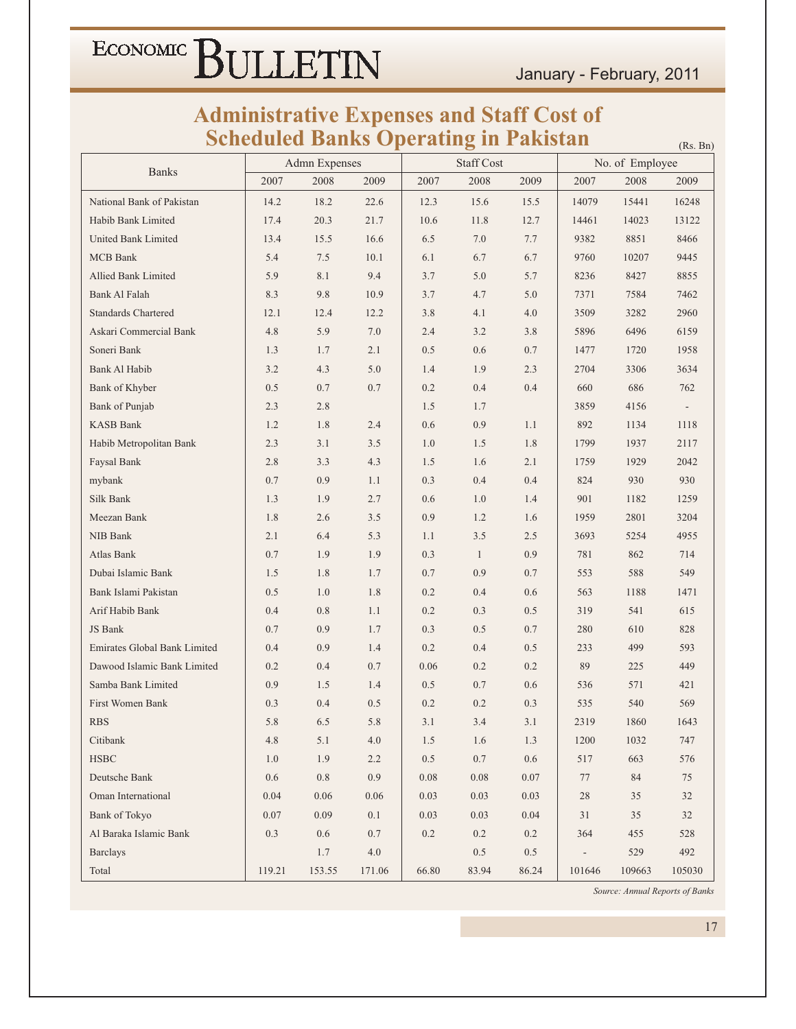# Administrative Expenses and Staff Cost of Scheduled Banks Operating in Pakistan

(Rs. Bn)

| Banks | Admn Expenses | | | Staff Cost | | | No. of Employee | | |
|---|---|---|---|---|---|---|---|---|---|
| | 2007 | 2008 | 2009 | 2007 | 2008 | 2009 | 2007 | 2008 | 2009 |
| National Bank of Pakistan | 14.2 | 18.2 | 22.6 | 12.3 | 15.6 | 15.5 | 14079 | 15441 | 16248 |
| Habib Bank Limited | 17.4 | 20.3 | 21.7 | 10.6 | 11.8 | 12.7 | 14461 | 14023 | 13122 |
| United Bank Limited | 13.4 | 15.5 | 16.6 | 6.5 | 7.0 | 7.7 | 9382 | 8851 | 8466 |
| MCB Bank | 5.4 | 7.5 | 10.1 | 6.1 | 6.7 | 6.7 | 9760 | 10207 | 9445 |
| Allied Bank Limited | 5.9 | 8.1 | 9.4 | 3.7 | 5.0 | 5.7 | 8236 | 8427 | 8855 |
| Bank Al Falah | 8.3 | 9.8 | 10.9 | 3.7 | 4.7 | 5.0 | 7371 | 7584 | 7462 |
| Standards Chartered | 12.1 | 12.4 | 12.2 | 3.8 | 4.1 | 4.0 | 3509 | 3282 | 2960 |
| Askari Commercial Bank | 4.8 | 5.9 | 7.0 | 2.4 | 3.2 | 3.8 | 5896 | 6496 | 6159 |
| Soneri Bank | 1.3 | 1.7 | 2.1 | 0.5 | 0.6 | 0.7 | 1477 | 1720 | 1958 |
| Bank Al Habib | 3.2 | 4.3 | 5.0 | 1.4 | 1.9 | 2.3 | 2704 | 3306 | 3634 |
| Bank of Khyber | 0.5 | 0.7 | 0.7 | 0.2 | 0.4 | 0.4 | 660 | 686 | 762 |
| Bank of Punjab | 2.3 | 2.8 | | 1.5 | 1.7 | | 3859 | 4156 | - |
| KASB Bank | 1.2 | 1.8 | 2.4 | 0.6 | 0.9 | 1.1 | 892 | 1134 | 1118 |
| Habib Metropolitan Bank | 2.3 | 3.1 | 3.5 | 1.0 | 1.5 | 1.8 | 1799 | 1937 | 2117 |
| Faysal Bank | 2.8 | 3.3 | 4.3 | 1.5 | 1.6 | 2.1 | 1759 | 1929 | 2042 |
| mybank | 0.7 | 0.9 | 1.1 | 0.3 | 0.4 | 0.4 | 824 | 930 | 930 |
| Silk Bank | 1.3 | 1.9 | 2.7 | 0.6 | 1.0 | 1.4 | 901 | 1182 | 1259 |
| Meezan Bank | 1.8 | 2.6 | 3.5 | 0.9 | 1.2 | 1.6 | 1959 | 2801 | 3204 |
| NIB Bank | 2.1 | 6.4 | 5.3 | 1.1 | 3.5 | 2.5 | 3693 | 5254 | 4955 |
| Atlas Bank | 0.7 | 1.9 | 1.9 | 0.3 | 1 | 0.9 | 781 | 862 | 714 |
| Dubai Islamic Bank | 1.5 | 1.8 | 1.7 | 0.7 | 0.9 | 0.7 | 553 | 588 | 549 |
| Bank Islami Pakistan | 0.5 | 1.0 | 1.8 | 0.2 | 0.4 | 0.6 | 563 | 1188 | 1471 |
| Arif Habib Bank | 0.4 | 0.8 | 1.1 | 0.2 | 0.3 | 0.5 | 319 | 541 | 615 |
| JS Bank | 0.7 | 0.9 | 1.7 | 0.3 | 0.5 | 0.7 | 280 | 610 | 828 |
| Emirates Global Bank Limited | 0.4 | 0.9 | 1.4 | 0.2 | 0.4 | 0.5 | 233 | 499 | 593 |
| Dawood Islamic Bank Limited | 0.2 | 0.4 | 0.7 | 0.06 | 0.2 | 0.2 | 89 | 225 | 449 |
| Samba Bank Limited | 0.9 | 1.5 | 1.4 | 0.5 | 0.7 | 0.6 | 536 | 571 | 421 |
| First Women Bank | 0.3 | 0.4 | 0.5 | 0.2 | 0.2 | 0.3 | 535 | 540 | 569 |
| RBS | 5.8 | 6.5 | 5.8 | 3.1 | 3.4 | 3.1 | 2319 | 1860 | 1643 |
| Citibank | 4.8 | 5.1 | 4.0 | 1.5 | 1.6 | 1.3 | 1200 | 1032 | 747 |
| HSBC | 1.0 | 1.9 | 2.2 | 0.5 | 0.7 | 0.6 | 517 | 663 | 576 |
| Deutsche Bank | 0.6 | 0.8 | 0.9 | 0.08 | 0.08 | 0.07 | 77 | 84 | 75 |
| Oman International | 0.04 | 0.06 | 0.06 | 0.03 | 0.03 | 0.03 | 28 | 35 | 32 |
| Bank of Tokyo | 0.07 | 0.09 | 0.1 | 0.03 | 0.03 | 0.04 | 31 | 35 | 32 |
| Al Baraka Islamic Bank | 0.3 | 0.6 | 0.7 | 0.2 | 0.2 | 0.2 | 364 | 455 | 528 |
| Barclays | | 1.7 | 4.0 | | 0.5 | 0.5 | - | 529 | 492 |
| Total | 119.21 | 153.55 | 171.06 | 66.80 | 83.94 | 86.24 | 101646 | 109663 | 105030 |

*Source: Annual Reports of Banks*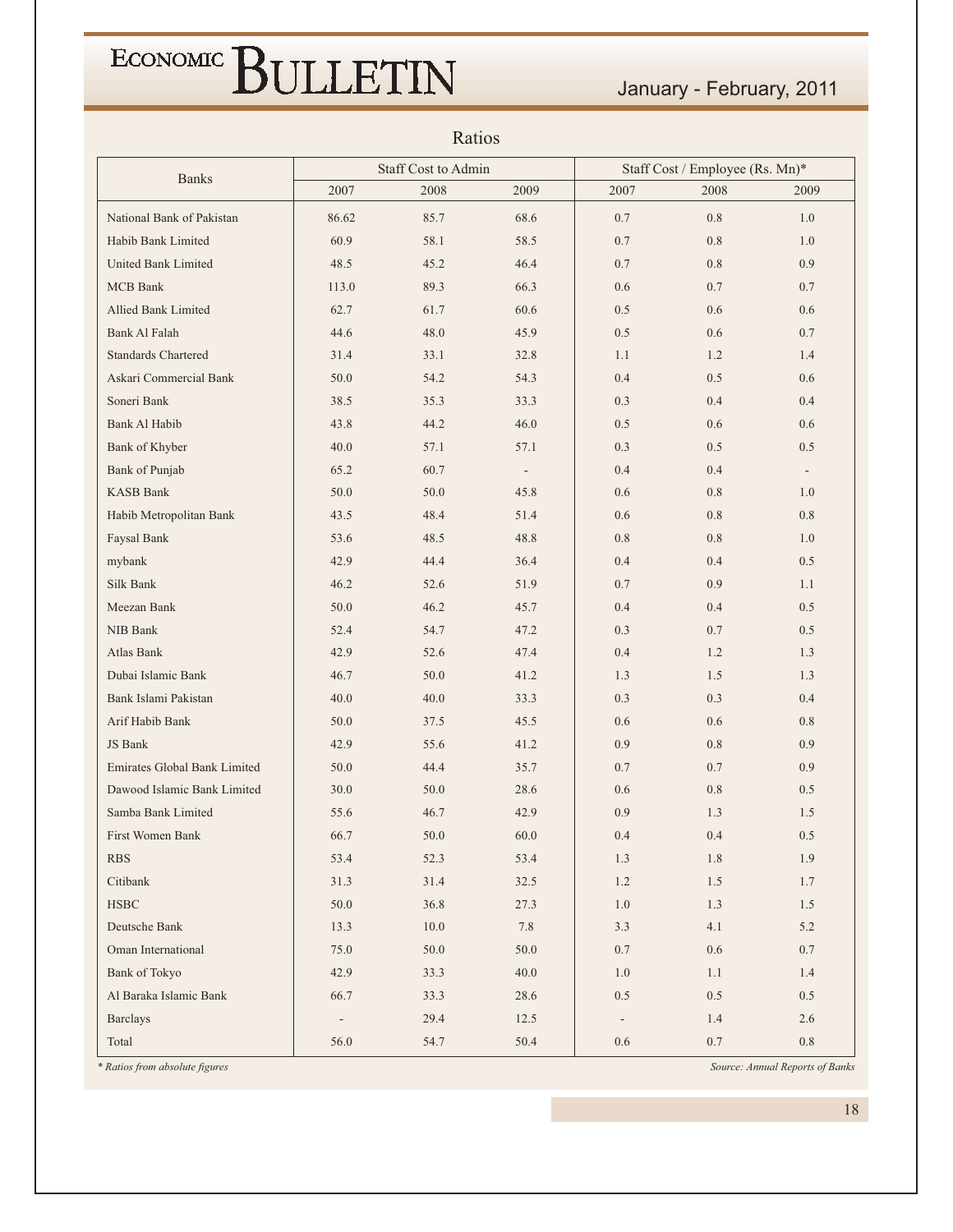## Ratios

| Banks | Staff Cost to Admin | | | Staff Cost / Employee (Rs. Mn)* | | |
|---|---|---|---|---|---|---|
| | 2007 | 2008 | 2009 | 2007 | 2008 | 2009 |
| National Bank of Pakistan | 86.62 | 85.7 | 68.6 | 0.7 | 0.8 | 1.0 |
| Habib Bank Limited | 60.9 | 58.1 | 58.5 | 0.7 | 0.8 | 1.0 |
| United Bank Limited | 48.5 | 45.2 | 46.4 | 0.7 | 0.8 | 0.9 |
| MCB Bank | 113.0 | 89.3 | 66.3 | 0.6 | 0.7 | 0.7 |
| Allied Bank Limited | 62.7 | 61.7 | 60.6 | 0.5 | 0.6 | 0.6 |
| Bank Al Falah | 44.6 | 48.0 | 45.9 | 0.5 | 0.6 | 0.7 |
| Standards Chartered | 31.4 | 33.1 | 32.8 | 1.1 | 1.2 | 1.4 |
| Askari Commercial Bank | 50.0 | 54.2 | 54.3 | 0.4 | 0.5 | 0.6 |
| Soneri Bank | 38.5 | 35.3 | 33.3 | 0.3 | 0.4 | 0.4 |
| Bank Al Habib | 43.8 | 44.2 | 46.0 | 0.5 | 0.6 | 0.6 |
| Bank of Khyber | 40.0 | 57.1 | 57.1 | 0.3 | 0.5 | 0.5 |
| Bank of Punjab | 65.2 | 60.7 | - | 0.4 | 0.4 | - |
| KASB Bank | 50.0 | 50.0 | 45.8 | 0.6 | 0.8 | 1.0 |
| Habib Metropolitan Bank | 43.5 | 48.4 | 51.4 | 0.6 | 0.8 | 0.8 |
| Faysal Bank | 53.6 | 48.5 | 48.8 | 0.8 | 0.8 | 1.0 |
| mybank | 42.9 | 44.4 | 36.4 | 0.4 | 0.4 | 0.5 |
| Silk Bank | 46.2 | 52.6 | 51.9 | 0.7 | 0.9 | 1.1 |
| Meezan Bank | 50.0 | 46.2 | 45.7 | 0.4 | 0.4 | 0.5 |
| NIB Bank | 52.4 | 54.7 | 47.2 | 0.3 | 0.7 | 0.5 |
| Atlas Bank | 42.9 | 52.6 | 47.4 | 0.4 | 1.2 | 1.3 |
| Dubai Islamic Bank | 46.7 | 50.0 | 41.2 | 1.3 | 1.5 | 1.3 |
| Bank Islami Pakistan | 40.0 | 40.0 | 33.3 | 0.3 | 0.3 | 0.4 |
| Arif Habib Bank | 50.0 | 37.5 | 45.5 | 0.6 | 0.6 | 0.8 |
| JS Bank | 42.9 | 55.6 | 41.2 | 0.9 | 0.8 | 0.9 |
| Emirates Global Bank Limited | 50.0 | 44.4 | 35.7 | 0.7 | 0.7 | 0.9 |
| Dawood Islamic Bank Limited | 30.0 | 50.0 | 28.6 | 0.6 | 0.8 | 0.5 |
| Samba Bank Limited | 55.6 | 46.7 | 42.9 | 0.9 | 1.3 | 1.5 |
| First Women Bank | 66.7 | 50.0 | 60.0 | 0.4 | 0.4 | 0.5 |
| RBS | 53.4 | 52.3 | 53.4 | 1.3 | 1.8 | 1.9 |
| Citibank | 31.3 | 31.4 | 32.5 | 1.2 | 1.5 | 1.7 |
| HSBC | 50.0 | 36.8 | 27.3 | 1.0 | 1.3 | 1.5 |
| Deutsche Bank | 13.3 | 10.0 | 7.8 | 3.3 | 4.1 | 5.2 |
| Oman International | 75.0 | 50.0 | 50.0 | 0.7 | 0.6 | 0.7 |
| Bank of Tokyo | 42.9 | 33.3 | 40.0 | 1.0 | 1.1 | 1.4 |
| Al Baraka Islamic Bank | 66.7 | 33.3 | 28.6 | 0.5 | 0.5 | 0.5 |
| Barclays | - | 29.4 | 12.5 | - | 1.4 | 2.6 |
| Total | 56.0 | 54.7 | 50.4 | 0.6 | 0.7 | 0.8 |

*\* Ratios from absolute figures*

*Source: Annual Reports of Banks*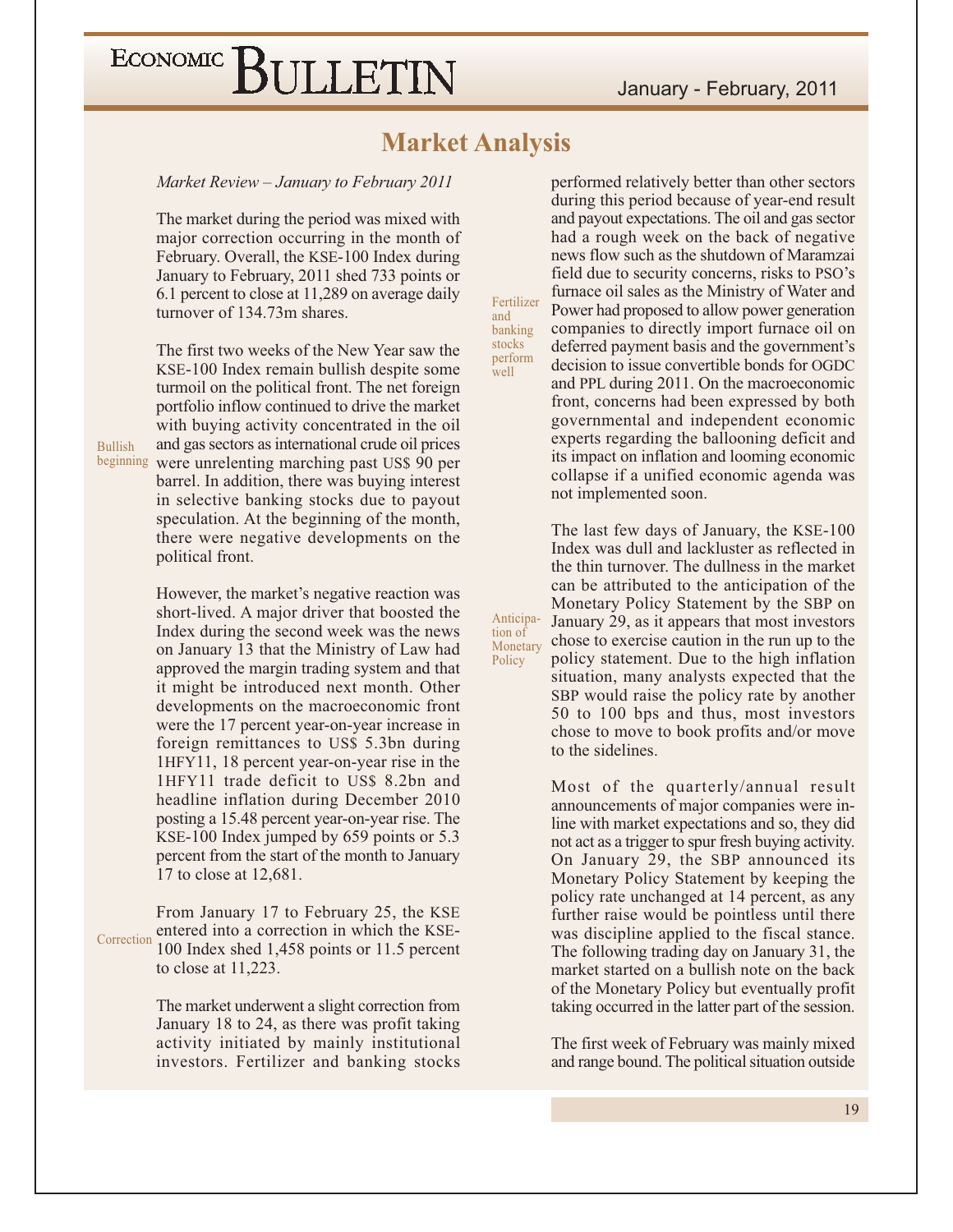## Market Analysis

*Market Review – January to February 2011*

The market during the period was mixed with major correction occurring in the month of February. Overall, the KSE-100 Index during January to February, 2011 shed 733 points or 6.1 percent to close at 11,289 on average daily turnover of 134.73m shares.

Bullish beginning

The first two weeks of the New Year saw the KSE-100 Index remain bullish despite some turmoil on the political front. The net foreign portfolio inflow continued to drive the market with buying activity concentrated in the oil and gas sectors as international crude oil prices were unrelenting marching past US$ 90 per barrel. In addition, there was buying interest in selective banking stocks due to payout speculation. At the beginning of the month, there were negative developments on the political front.

However, the market's negative reaction was short-lived. A major driver that boosted the Index during the second week was the news on January 13 that the Ministry of Law had approved the margin trading system and that it might be introduced next month. Other developments on the macroeconomic front were the 17 percent year-on-year increase in foreign remittances to US$ 5.3bn during 1HFY11, 18 percent year-on-year rise in the 1HFY11 trade deficit to US$ 8.2bn and headline inflation during December 2010 posting a 15.48 percent year-on-year rise. The KSE-100 Index jumped by 659 points or 5.3 percent from the start of the month to January 17 to close at 12,681.

Correction

From January 17 to February 25, the KSE entered into a correction in which the KSE-100 Index shed 1,458 points or 11.5 percent to close at 11,223.

Fertilizer and banking stocks perform well

The market underwent a slight correction from January 18 to 24, as there was profit taking activity initiated by mainly institutional investors. Fertilizer and banking stocks performed relatively better than other sectors during this period because of year-end result and payout expectations. The oil and gas sector had a rough week on the back of negative news flow such as the shutdown of Maramzai field due to security concerns, risks to PSO's furnace oil sales as the Ministry of Water and Power had proposed to allow power generation companies to directly import furnace oil on deferred payment basis and the government's decision to issue convertible bonds for OGDC and PPL during 2011. On the macroeconomic front, concerns had been expressed by both governmental and independent economic experts regarding the ballooning deficit and its impact on inflation and looming economic collapse if a unified economic agenda was not implemented soon.

Anticipation of Monetary Policy

The last few days of January, the KSE-100 Index was dull and lackluster as reflected in the thin turnover. The dullness in the market can be attributed to the anticipation of the Monetary Policy Statement by the SBP on January 29, as it appears that most investors chose to exercise caution in the run up to the policy statement. Due to the high inflation situation, many analysts expected that the SBP would raise the policy rate by another 50 to 100 bps and thus, most investors chose to move to book profits and/or move to the sidelines.

Most of the quarterly/annual result announcements of major companies were in-line with market expectations and so, they did not act as a trigger to spur fresh buying activity. On January 29, the SBP announced its Monetary Policy Statement by keeping the policy rate unchanged at 14 percent, as any further raise would be pointless until there was discipline applied to the fiscal stance. The following trading day on January 31, the market started on a bullish note on the back of the Monetary Policy but eventually profit taking occurred in the latter part of the session.

The first week of February was mainly mixed and range bound. The political situation outside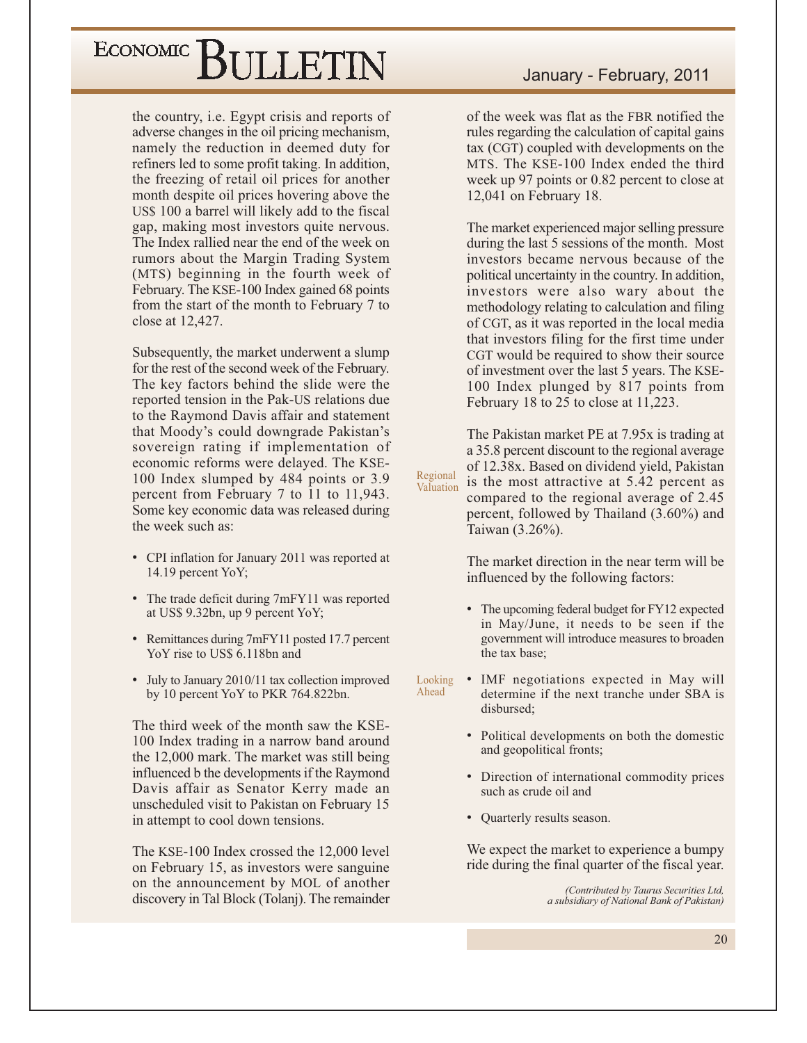the country, i.e. Egypt crisis and reports of adverse changes in the oil pricing mechanism, namely the reduction in deemed duty for refiners led to some profit taking. In addition, the freezing of retail oil prices for another month despite oil prices hovering above the US$ 100 a barrel will likely add to the fiscal gap, making most investors quite nervous. The Index rallied near the end of the week on rumors about the Margin Trading System (MTS) beginning in the fourth week of February. The KSE-100 Index gained 68 points from the start of the month to February 7 to close at 12,427.

Subsequently, the market underwent a slump for the rest of the second week of the February. The key factors behind the slide were the reported tension in the Pak-US relations due to the Raymond Davis affair and statement that Moody's could downgrade Pakistan's sovereign rating if implementation of economic reforms were delayed. The KSE-100 Index slumped by 484 points or 3.9 percent from February 7 to 11 to 11,943. Some key economic data was released during the week such as:

- CPI inflation for January 2011 was reported at 14.19 percent YoY;
- The trade deficit during 7mFY11 was reported at US$ 9.32bn, up 9 percent YoY;
- Remittances during 7mFY11 posted 17.7 percent YoY rise to US$ 6.118bn and
- July to January 2010/11 tax collection improved by 10 percent YoY to PKR 764.822bn.

The third week of the month saw the KSE-100 Index trading in a narrow band around the 12,000 mark. The market was still being influenced b the developments if the Raymond Davis affair as Senator Kerry made an unscheduled visit to Pakistan on February 15 in attempt to cool down tensions.

The KSE-100 Index crossed the 12,000 level on February 15, as investors were sanguine on the announcement by MOL of another discovery in Tal Block (Tolanj). The remainder of the week was flat as the FBR notified the rules regarding the calculation of capital gains tax (CGT) coupled with developments on the MTS. The KSE-100 Index ended the third week up 97 points or 0.82 percent to close at 12,041 on February 18.

The market experienced major selling pressure during the last 5 sessions of the month. Most investors became nervous because of the political uncertainty in the country. In addition, investors were also wary about the methodology relating to calculation and filing of CGT, as it was reported in the local media that investors filing for the first time under CGT would be required to show their source of investment over the last 5 years. The KSE-100 Index plunged by 817 points from February 18 to 25 to close at 11,223.

**Regional Valuation**

The Pakistan market PE at 7.95x is trading at a 35.8 percent discount to the regional average of 12.38x. Based on dividend yield, Pakistan is the most attractive at 5.42 percent as compared to the regional average of 2.45 percent, followed by Thailand (3.60%) and Taiwan (3.26%).

**Looking Ahead**

The market direction in the near term will be influenced by the following factors:

- The upcoming federal budget for FY12 expected in May/June, it needs to be seen if the government will introduce measures to broaden the tax base;
- IMF negotiations expected in May will determine if the next tranche under SBA is disbursed;
- Political developments on both the domestic and geopolitical fronts;
- Direction of international commodity prices such as crude oil and
- Quarterly results season.

We expect the market to experience a bumpy ride during the final quarter of the fiscal year.

*(Contributed by Taurus Securities Ltd, a subsidiary of National Bank of Pakistan)*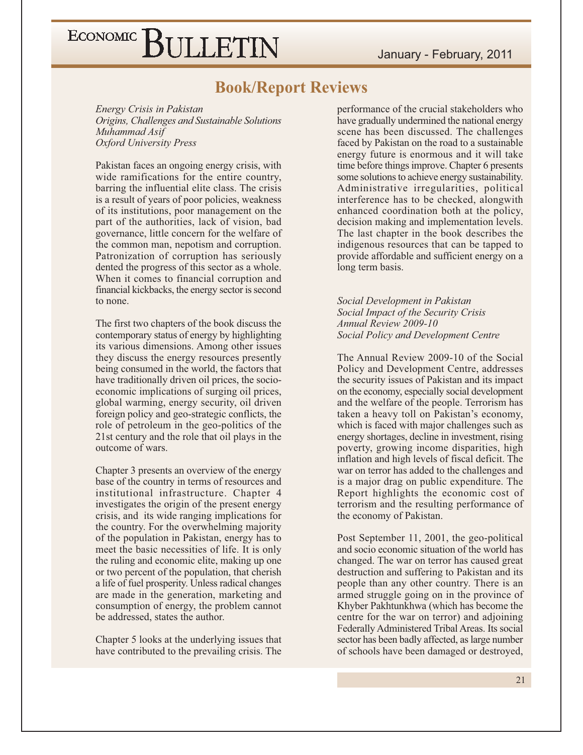## Book/Report Reviews

*Energy Crisis in Pakistan*
*Origins, Challenges and Sustainable Solutions*
*Muhammad Asif*
*Oxford University Press*

Pakistan faces an ongoing energy crisis, with wide ramifications for the entire country, barring the influential elite class. The crisis is a result of years of poor policies, weakness of its institutions, poor management on the part of the authorities, lack of vision, bad governance, little concern for the welfare of the common man, nepotism and corruption. Patronization of corruption has seriously dented the progress of this sector as a whole. When it comes to financial corruption and financial kickbacks, the energy sector is second to none.

The first two chapters of the book discuss the contemporary status of energy by highlighting its various dimensions. Among other issues they discuss the energy resources presently being consumed in the world, the factors that have traditionally driven oil prices, the socio-economic implications of surging oil prices, global warming, energy security, oil driven foreign policy and geo-strategic conflicts, the role of petroleum in the geo-politics of the 21st century and the role that oil plays in the outcome of wars.

Chapter 3 presents an overview of the energy base of the country in terms of resources and institutional infrastructure. Chapter 4 investigates the origin of the present energy crisis, and its wide ranging implications for the country. For the overwhelming majority of the population in Pakistan, energy has to meet the basic necessities of life. It is only the ruling and economic elite, making up one or two percent of the population, that cherish a life of fuel prosperity. Unless radical changes are made in the generation, marketing and consumption of energy, the problem cannot be addressed, states the author.

Chapter 5 looks at the underlying issues that have contributed to the prevailing crisis. The performance of the crucial stakeholders who have gradually undermined the national energy scene has been discussed. The challenges faced by Pakistan on the road to a sustainable energy future is enormous and it will take time before things improve. Chapter 6 presents some solutions to achieve energy sustainability. Administrative irregularities, political interference has to be checked, alongwith enhanced coordination both at the policy, decision making and implementation levels. The last chapter in the book describes the indigenous resources that can be tapped to provide affordable and sufficient energy on a long term basis.

*Social Development in Pakistan*
*Social Impact of the Security Crisis*
*Annual Review 2009-10*
*Social Policy and Development Centre*

The Annual Review 2009-10 of the Social Policy and Development Centre, addresses the security issues of Pakistan and its impact on the economy, especially social development and the welfare of the people. Terrorism has taken a heavy toll on Pakistan's economy, which is faced with major challenges such as energy shortages, decline in investment, rising poverty, growing income disparities, high inflation and high levels of fiscal deficit. The war on terror has added to the challenges and is a major drag on public expenditure. The Report highlights the economic cost of terrorism and the resulting performance of the economy of Pakistan.

Post September 11, 2001, the geo-political and socio economic situation of the world has changed. The war on terror has caused great destruction and suffering to Pakistan and its people than any other country. There is an armed struggle going on in the province of Khyber Pakhtunkhwa (which has become the centre for the war on terror) and adjoining Federally Administered Tribal Areas. Its social sector has been badly affected, as large number of schools have been damaged or destroyed,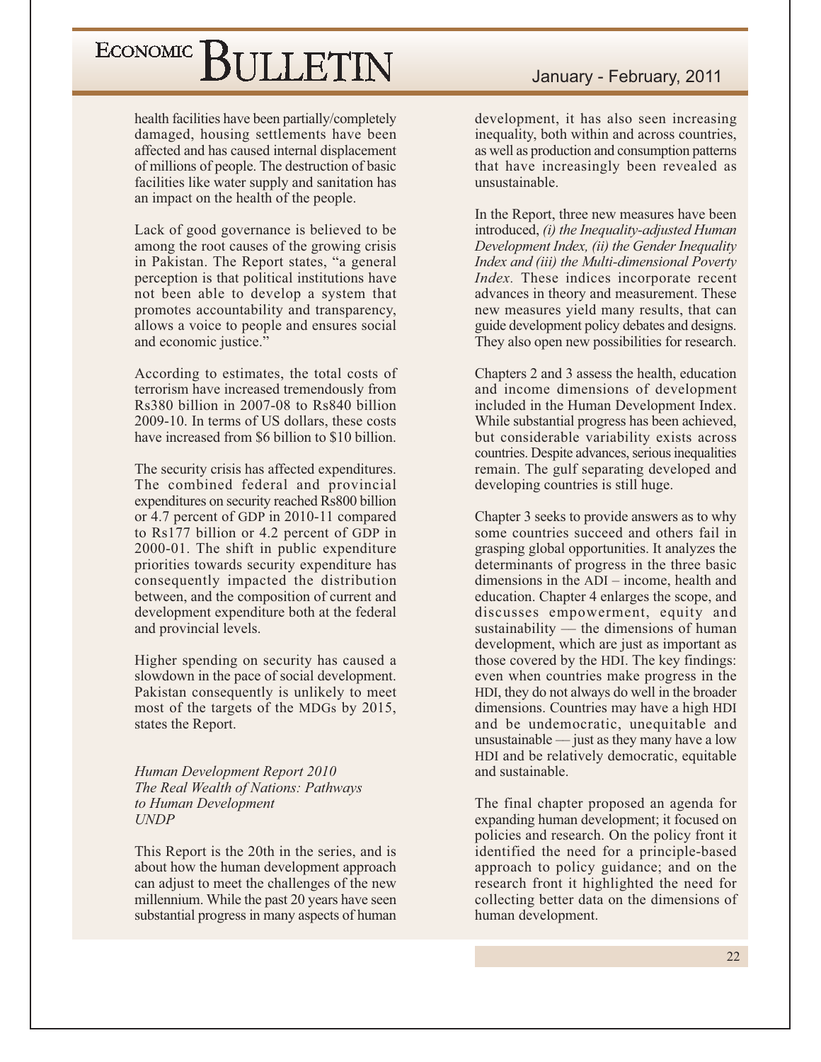health facilities have been partially/completely damaged, housing settlements have been affected and has caused internal displacement of millions of people. The destruction of basic facilities like water supply and sanitation has an impact on the health of the people.

Lack of good governance is believed to be among the root causes of the growing crisis in Pakistan. The Report states, "a general perception is that political institutions have not been able to develop a system that promotes accountability and transparency, allows a voice to people and ensures social and economic justice."

According to estimates, the total costs of terrorism have increased tremendously from Rs380 billion in 2007-08 to Rs840 billion 2009-10. In terms of US dollars, these costs have increased from $6 billion to $10 billion.

The security crisis has affected expenditures. The combined federal and provincial expenditures on security reached Rs800 billion or 4.7 percent of GDP in 2010-11 compared to Rs177 billion or 4.2 percent of GDP in 2000-01. The shift in public expenditure priorities towards security expenditure has consequently impacted the distribution between, and the composition of current and development expenditure both at the federal and provincial levels.

Higher spending on security has caused a slowdown in the pace of social development. Pakistan consequently is unlikely to meet most of the targets of the MDGs by 2015, states the Report.

*Human Development Report 2010*
*The Real Wealth of Nations: Pathways to Human Development*
*UNDP*

This Report is the 20th in the series, and is about how the human development approach can adjust to meet the challenges of the new millennium. While the past 20 years have seen substantial progress in many aspects of human development, it has also seen increasing inequality, both within and across countries, as well as production and consumption patterns that have increasingly been revealed as unsustainable.

In the Report, three new measures have been introduced, *(i) the Inequality-adjusted Human Development Index, (ii) the Gender Inequality Index and (iii) the Multi-dimensional Poverty Index.* These indices incorporate recent advances in theory and measurement. These new measures yield many results, that can guide development policy debates and designs. They also open new possibilities for research.

Chapters 2 and 3 assess the health, education and income dimensions of development included in the Human Development Index. While substantial progress has been achieved, but considerable variability exists across countries. Despite advances, serious inequalities remain. The gulf separating developed and developing countries is still huge.

Chapter 3 seeks to provide answers as to why some countries succeed and others fail in grasping global opportunities. It analyzes the determinants of progress in the three basic dimensions in the ADI – income, health and education. Chapter 4 enlarges the scope, and discusses empowerment, equity and sustainability — the dimensions of human development, which are just as important as those covered by the HDI. The key findings: even when countries make progress in the HDI, they do not always do well in the broader dimensions. Countries may have a high HDI and be undemocratic, unequitable and unsustainable — just as they many have a low HDI and be relatively democratic, equitable and sustainable.

The final chapter proposed an agenda for expanding human development; it focused on policies and research. On the policy front it identified the need for a principle-based approach to policy guidance; and on the research front it highlighted the need for collecting better data on the dimensions of human development.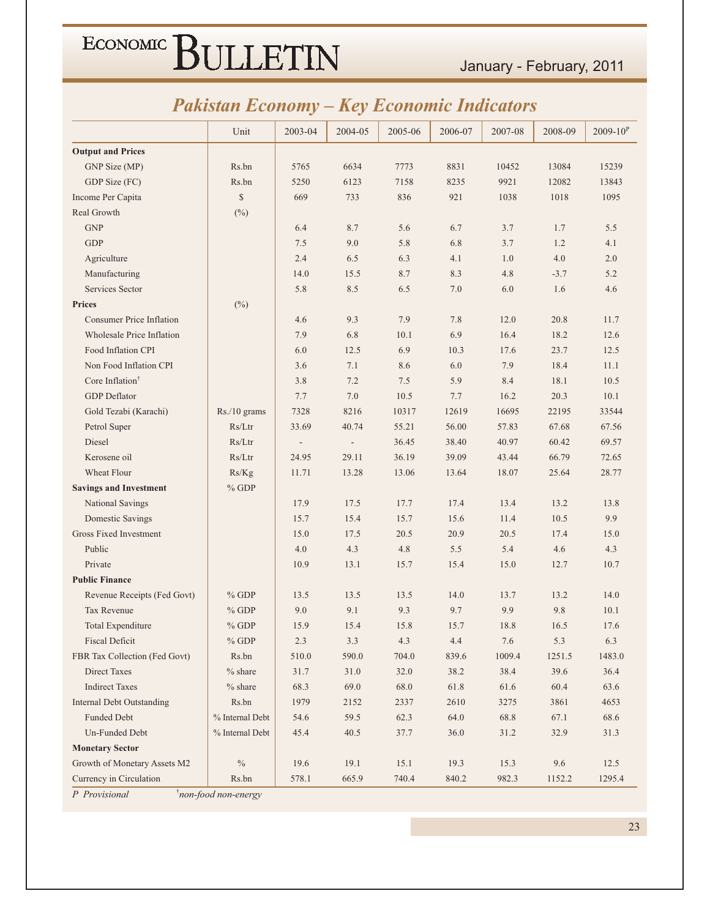## Pakistan Economy – Key Economic Indicators

| | Unit | 2003-04 | 2004-05 | 2005-06 | 2006-07 | 2007-08 | 2008-09 | 2009-10P |
|---|---|---|---|---|---|---|---|---|
| **Output and Prices** | | | | | | | | |
| GNP Size (MP) | Rs.bn | 5765 | 6634 | 7773 | 8831 | 10452 | 13084 | 15239 |
| GDP Size (FC) | Rs.bn | 5250 | 6123 | 7158 | 8235 | 9921 | 12082 | 13843 |
| Income Per Capita | $ | 669 | 733 | 836 | 921 | 1038 | 1018 | 1095 |
| Real Growth | (%) | | | | | | | |
| GNP | | 6.4 | 8.7 | 5.6 | 6.7 | 3.7 | 1.7 | 5.5 |
| GDP | | 7.5 | 9.0 | 5.8 | 6.8 | 3.7 | 1.2 | 4.1 |
| Agriculture | | 2.4 | 6.5 | 6.3 | 4.1 | 1.0 | 4.0 | 2.0 |
| Manufacturing | | 14.0 | 15.5 | 8.7 | 8.3 | 4.8 | -3.7 | 5.2 |
| Services Sector | | 5.8 | 8.5 | 6.5 | 7.0 | 6.0 | 1.6 | 4.6 |
| **Prices** | (%) | | | | | | | |
| Consumer Price Inflation | | 4.6 | 9.3 | 7.9 | 7.8 | 12.0 | 20.8 | 11.7 |
| Wholesale Price Inflation | | 7.9 | 6.8 | 10.1 | 6.9 | 16.4 | 18.2 | 12.6 |
| Food Inflation CPI | | 6.0 | 12.5 | 6.9 | 10.3 | 17.6 | 23.7 | 12.5 |
| Non Food Inflation CPI | | 3.6 | 7.1 | 8.6 | 6.0 | 7.9 | 18.4 | 11.1 |
| Core Inflation† | | 3.8 | 7.2 | 7.5 | 5.9 | 8.4 | 18.1 | 10.5 |
| GDP Deflator | | 7.7 | 7.0 | 10.5 | 7.7 | 16.2 | 20.3 | 10.1 |
| Gold Tezabi (Karachi) | Rs./10 grams | 7328 | 8216 | 10317 | 12619 | 16695 | 22195 | 33544 |
| Petrol Super | Rs/Ltr | 33.69 | 40.74 | 55.21 | 56.00 | 57.83 | 67.68 | 67.56 |
| Diesel | Rs/Ltr | - | - | 36.45 | 38.40 | 40.97 | 60.42 | 69.57 |
| Kerosene oil | Rs/Ltr | 24.95 | 29.11 | 36.19 | 39.09 | 43.44 | 66.79 | 72.65 |
| Wheat Flour | Rs/Kg | 11.71 | 13.28 | 13.06 | 13.64 | 18.07 | 25.64 | 28.77 |
| **Savings and Investment** | % GDP | | | | | | | |
| National Savings | | 17.9 | 17.5 | 17.7 | 17.4 | 13.4 | 13.2 | 13.8 |
| Domestic Savings | | 15.7 | 15.4 | 15.7 | 15.6 | 11.4 | 10.5 | 9.9 |
| Gross Fixed Investment | | 15.0 | 17.5 | 20.5 | 20.9 | 20.5 | 17.4 | 15.0 |
| Public | | 4.0 | 4.3 | 4.8 | 5.5 | 5.4 | 4.6 | 4.3 |
| Private | | 10.9 | 13.1 | 15.7 | 15.4 | 15.0 | 12.7 | 10.7 |
| **Public Finance** | | | | | | | | |
| Revenue Receipts (Fed Govt) | % GDP | 13.5 | 13.5 | 13.5 | 14.0 | 13.7 | 13.2 | 14.0 |
| Tax Revenue | % GDP | 9.0 | 9.1 | 9.3 | 9.7 | 9.9 | 9.8 | 10.1 |
| Total Expenditure | % GDP | 15.9 | 15.4 | 15.8 | 15.7 | 18.8 | 16.5 | 17.6 |
| Fiscal Deficit | % GDP | 2.3 | 3.3 | 4.3 | 4.4 | 7.6 | 5.3 | 6.3 |
| FBR Tax Collection (Fed Govt) | Rs.bn | 510.0 | 590.0 | 704.0 | 839.6 | 1009.4 | 1251.5 | 1483.0 |
| Direct Taxes | % share | 31.7 | 31.0 | 32.0 | 38.2 | 38.4 | 39.6 | 36.4 |
| Indirect Taxes | % share | 68.3 | 69.0 | 68.0 | 61.8 | 61.6 | 60.4 | 63.6 |
| Internal Debt Outstanding | Rs.bn | 1979 | 2152 | 2337 | 2610 | 3275 | 3861 | 4653 |
| Funded Debt | % Internal Debt | 54.6 | 59.5 | 62.3 | 64.0 | 68.8 | 67.1 | 68.6 |
| Un-Funded Debt | % Internal Debt | 45.4 | 40.5 | 37.7 | 36.0 | 31.2 | 32.9 | 31.3 |
| **Monetary Sector** | | | | | | | | |
| Growth of Monetary Assets M2 | % | 19.6 | 19.1 | 15.1 | 19.3 | 15.3 | 9.6 | 12.5 |
| Currency in Circulation | Rs.bn | 578.1 | 665.9 | 740.4 | 840.2 | 982.3 | 1152.2 | 1295.4 |

*P Provisional* *†non-food non-energy*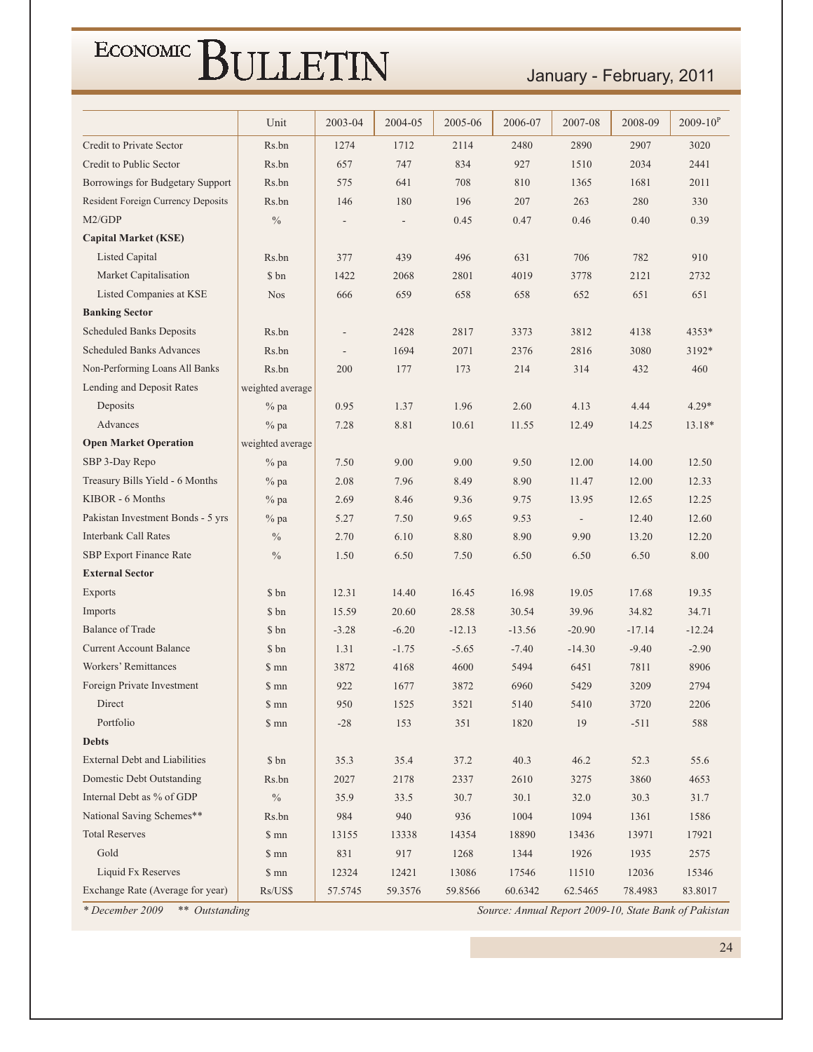| | Unit | 2003-04 | 2004-05 | 2005-06 | 2006-07 | 2007-08 | 2008-09 | 2009-10[P] |
|---|---|---|---|---|---|---|---|---|
| Credit to Private Sector | Rs.bn | 1274 | 1712 | 2114 | 2480 | 2890 | 2907 | 3020 |
| Credit to Public Sector | Rs.bn | 657 | 747 | 834 | 927 | 1510 | 2034 | 2441 |
| Borrowings for Budgetary Support | Rs.bn | 575 | 641 | 708 | 810 | 1365 | 1681 | 2011 |
| Resident Foreign Currency Deposits | Rs.bn | 146 | 180 | 196 | 207 | 263 | 280 | 330 |
| M2/GDP | % | - | - | 0.45 | 0.47 | 0.46 | 0.40 | 0.39 |
| **Capital Market (KSE)** | | | | | | | | |
| Listed Capital | Rs.bn | 377 | 439 | 496 | 631 | 706 | 782 | 910 |
| Market Capitalisation | $ bn | 1422 | 2068 | 2801 | 4019 | 3778 | 2121 | 2732 |
| Listed Companies at KSE | Nos | 666 | 659 | 658 | 658 | 652 | 651 | 651 |
| **Banking Sector** | | | | | | | | |
| Scheduled Banks Deposits | Rs.bn | - | 2428 | 2817 | 3373 | 3812 | 4138 | 4353* |
| Scheduled Banks Advances | Rs.bn | - | 1694 | 2071 | 2376 | 2816 | 3080 | 3192* |
| Non-Performing Loans All Banks | Rs.bn | 200 | 177 | 173 | 214 | 314 | 432 | 460 |
| Lending and Deposit Rates | weighted average | | | | | | | |
| Deposits | % pa | 0.95 | 1.37 | 1.96 | 2.60 | 4.13 | 4.44 | 4.29* |
| Advances | % pa | 7.28 | 8.81 | 10.61 | 11.55 | 12.49 | 14.25 | 13.18* |
| **Open Market Operation** | weighted average | | | | | | | |
| SBP 3-Day Repo | % pa | 7.50 | 9.00 | 9.00 | 9.50 | 12.00 | 14.00 | 12.50 |
| Treasury Bills Yield - 6 Months | % pa | 2.08 | 7.96 | 8.49 | 8.90 | 11.47 | 12.00 | 12.33 |
| KIBOR - 6 Months | % pa | 2.69 | 8.46 | 9.36 | 9.75 | 13.95 | 12.65 | 12.25 |
| Pakistan Investment Bonds - 5 yrs | % pa | 5.27 | 7.50 | 9.65 | 9.53 | - | 12.40 | 12.60 |
| Interbank Call Rates | % | 2.70 | 6.10 | 8.80 | 8.90 | 9.90 | 13.20 | 12.20 |
| SBP Export Finance Rate | % | 1.50 | 6.50 | 7.50 | 6.50 | 6.50 | 6.50 | 8.00 |
| **External Sector** | | | | | | | | |
| Exports | $ bn | 12.31 | 14.40 | 16.45 | 16.98 | 19.05 | 17.68 | 19.35 |
| Imports | $ bn | 15.59 | 20.60 | 28.58 | 30.54 | 39.96 | 34.82 | 34.71 |
| Balance of Trade | $ bn | -3.28 | -6.20 | -12.13 | -13.56 | -20.90 | -17.14 | -12.24 |
| Current Account Balance | $ bn | 1.31 | -1.75 | -5.65 | -7.40 | -14.30 | -9.40 | -2.90 |
| Workers' Remittances | $ mn | 3872 | 4168 | 4600 | 5494 | 6451 | 7811 | 8906 |
| Foreign Private Investment | $ mn | 922 | 1677 | 3872 | 6960 | 5429 | 3209 | 2794 |
| Direct | $ mn | 950 | 1525 | 3521 | 5140 | 5410 | 3720 | 2206 |
| Portfolio | $ mn | -28 | 153 | 351 | 1820 | 19 | -511 | 588 |
| **Debts** | | | | | | | | |
| External Debt and Liabilities | $ bn | 35.3 | 35.4 | 37.2 | 40.3 | 46.2 | 52.3 | 55.6 |
| Domestic Debt Outstanding | Rs.bn | 2027 | 2178 | 2337 | 2610 | 3275 | 3860 | 4653 |
| Internal Debt as % of GDP | % | 35.9 | 33.5 | 30.7 | 30.1 | 32.0 | 30.3 | 31.7 |
| National Saving Schemes** | Rs.bn | 984 | 940 | 936 | 1004 | 1094 | 1361 | 1586 |
| Total Reserves | $ mn | 13155 | 13338 | 14354 | 18890 | 13436 | 13971 | 17921 |
| Gold | $ mn | 831 | 917 | 1268 | 1344 | 1926 | 1935 | 2575 |
| Liquid Fx Reserves | $ mn | 12324 | 12421 | 13086 | 17546 | 11510 | 12036 | 15346 |
| Exchange Rate (Average for year) | Rs/US$ | 57.5745 | 59.3576 | 59.8566 | 60.6342 | 62.5465 | 78.4983 | 83.8017 |

*\* December 2009 \*\* Outstanding*

*Source: Annual Report 2009-10, State Bank of Pakistan*